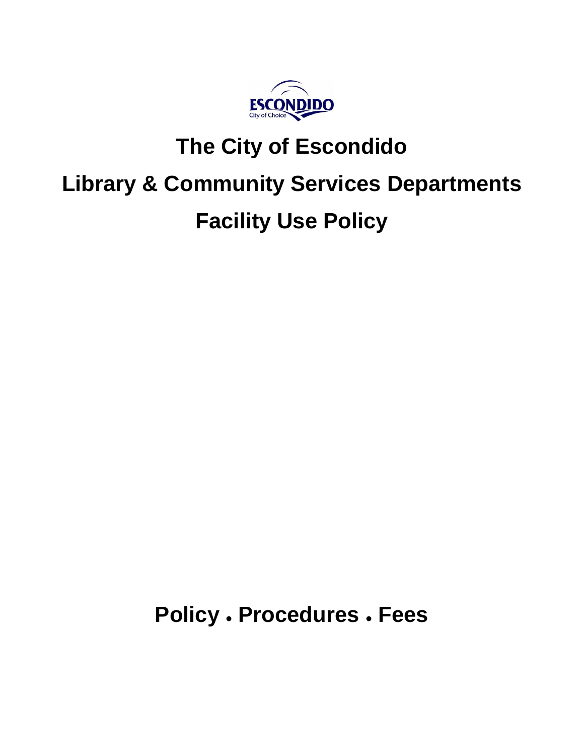ESCONDIDO
City of Choice

# The City of Escondido

# Library & Community Services Departments

# Facility Use Policy

**Policy • Procedures • Fees**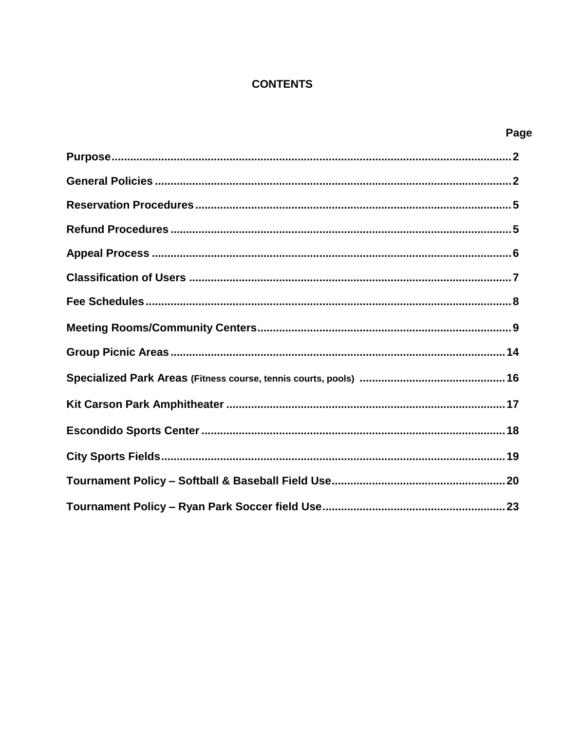# CONTENTS

| | Page |
|---|---|
| **Purpose** | **2** |
| **General Policies** | **2** |
| **Reservation Procedures** | **5** |
| **Refund Procedures** | **5** |
| **Appeal Process** | **6** |
| **Classification of Users** | **7** |
| **Fee Schedules** | **8** |
| **Meeting Rooms/Community Centers** | **9** |
| **Group Picnic Areas** | **14** |
| **Specialized Park Areas** (Fitness course, tennis courts, pools) | **16** |
| **Kit Carson Park Amphitheater** | **17** |
| **Escondido Sports Center** | **18** |
| **City Sports Fields** | **19** |
| **Tournament Policy – Softball & Baseball Field Use** | **20** |
| **Tournament Policy – Ryan Park Soccer field Use** | **23** |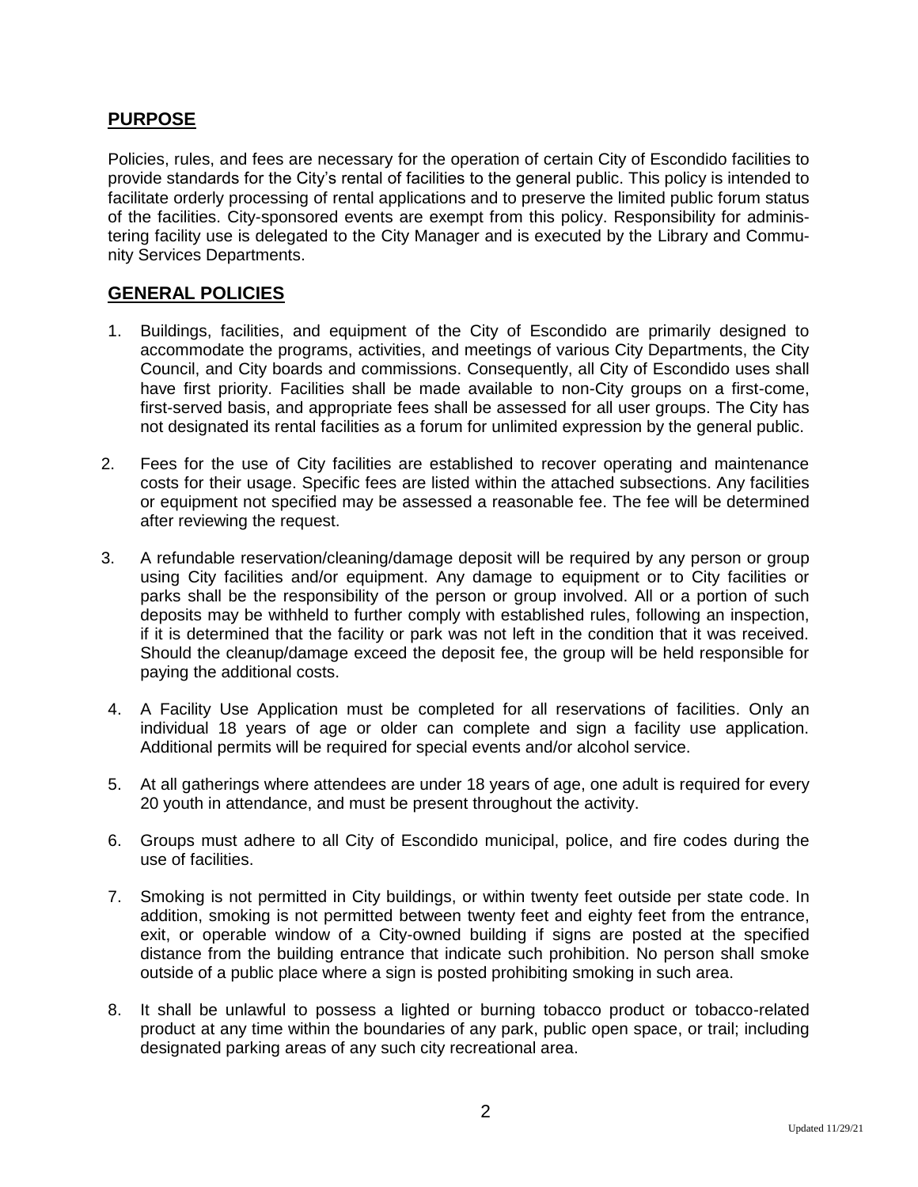## PURPOSE

Policies, rules, and fees are necessary for the operation of certain City of Escondido facilities to provide standards for the City's rental of facilities to the general public. This policy is intended to facilitate orderly processing of rental applications and to preserve the limited public forum status of the facilities. City-sponsored events are exempt from this policy. Responsibility for administering facility use is delegated to the City Manager and is executed by the Library and Community Services Departments.

## GENERAL POLICIES

1. Buildings, facilities, and equipment of the City of Escondido are primarily designed to accommodate the programs, activities, and meetings of various City Departments, the City Council, and City boards and commissions. Consequently, all City of Escondido uses shall have first priority. Facilities shall be made available to non-City groups on a first-come, first-served basis, and appropriate fees shall be assessed for all user groups. The City has not designated its rental facilities as a forum for unlimited expression by the general public.

2. Fees for the use of City facilities are established to recover operating and maintenance costs for their usage. Specific fees are listed within the attached subsections. Any facilities or equipment not specified may be assessed a reasonable fee. The fee will be determined after reviewing the request.

3. A refundable reservation/cleaning/damage deposit will be required by any person or group using City facilities and/or equipment. Any damage to equipment or to City facilities or parks shall be the responsibility of the person or group involved. All or a portion of such deposits may be withheld to further comply with established rules, following an inspection, if it is determined that the facility or park was not left in the condition that it was received. Should the cleanup/damage exceed the deposit fee, the group will be held responsible for paying the additional costs.

4. A Facility Use Application must be completed for all reservations of facilities. Only an individual 18 years of age or older can complete and sign a facility use application. Additional permits will be required for special events and/or alcohol service.

5. At all gatherings where attendees are under 18 years of age, one adult is required for every 20 youth in attendance, and must be present throughout the activity.

6. Groups must adhere to all City of Escondido municipal, police, and fire codes during the use of facilities.

7. Smoking is not permitted in City buildings, or within twenty feet outside per state code. In addition, smoking is not permitted between twenty feet and eighty feet from the entrance, exit, or operable window of a City-owned building if signs are posted at the specified distance from the building entrance that indicate such prohibition. No person shall smoke outside of a public place where a sign is posted prohibiting smoking in such area.

8. It shall be unlawful to possess a lighted or burning tobacco product or tobacco-related product at any time within the boundaries of any park, public open space, or trail; including designated parking areas of any such city recreational area.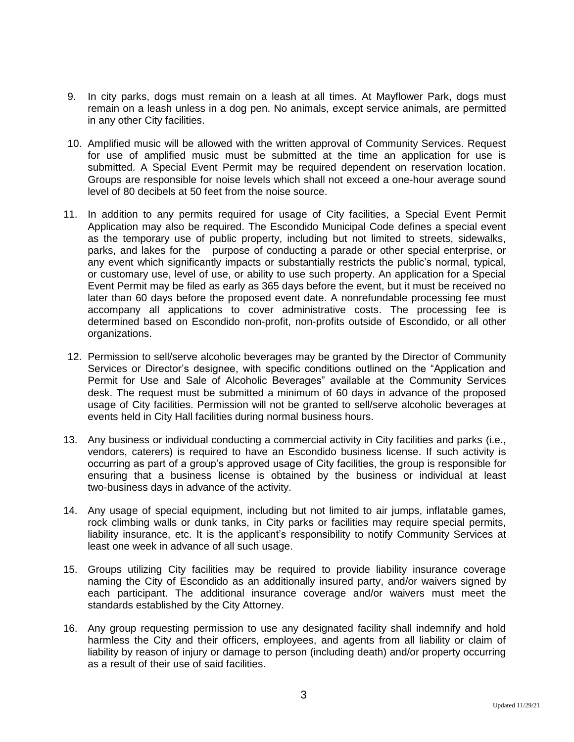9. In city parks, dogs must remain on a leash at all times. At Mayflower Park, dogs must remain on a leash unless in a dog pen. No animals, except service animals, are permitted in any other City facilities.

10. Amplified music will be allowed with the written approval of Community Services. Request for use of amplified music must be submitted at the time an application for use is submitted. A Special Event Permit may be required dependent on reservation location. Groups are responsible for noise levels which shall not exceed a one-hour average sound level of 80 decibels at 50 feet from the noise source.

11. In addition to any permits required for usage of City facilities, a Special Event Permit Application may also be required. The Escondido Municipal Code defines a special event as the temporary use of public property, including but not limited to streets, sidewalks, parks, and lakes for the purpose of conducting a parade or other special enterprise, or any event which significantly impacts or substantially restricts the public's normal, typical, or customary use, level of use, or ability to use such property. An application for a Special Event Permit may be filed as early as 365 days before the event, but it must be received no later than 60 days before the proposed event date. A nonrefundable processing fee must accompany all applications to cover administrative costs. The processing fee is determined based on Escondido non-profit, non-profits outside of Escondido, or all other organizations.

12. Permission to sell/serve alcoholic beverages may be granted by the Director of Community Services or Director's designee, with specific conditions outlined on the "Application and Permit for Use and Sale of Alcoholic Beverages" available at the Community Services desk. The request must be submitted a minimum of 60 days in advance of the proposed usage of City facilities. Permission will not be granted to sell/serve alcoholic beverages at events held in City Hall facilities during normal business hours.

13. Any business or individual conducting a commercial activity in City facilities and parks (i.e., vendors, caterers) is required to have an Escondido business license. If such activity is occurring as part of a group's approved usage of City facilities, the group is responsible for ensuring that a business license is obtained by the business or individual at least two-business days in advance of the activity.

14. Any usage of special equipment, including but not limited to air jumps, inflatable games, rock climbing walls or dunk tanks, in City parks or facilities may require special permits, liability insurance, etc. It is the applicant's responsibility to notify Community Services at least one week in advance of all such usage.

15. Groups utilizing City facilities may be required to provide liability insurance coverage naming the City of Escondido as an additionally insured party, and/or waivers signed by each participant. The additional insurance coverage and/or waivers must meet the standards established by the City Attorney.

16. Any group requesting permission to use any designated facility shall indemnify and hold harmless the City and their officers, employees, and agents from all liability or claim of liability by reason of injury or damage to person (including death) and/or property occurring as a result of their use of said facilities.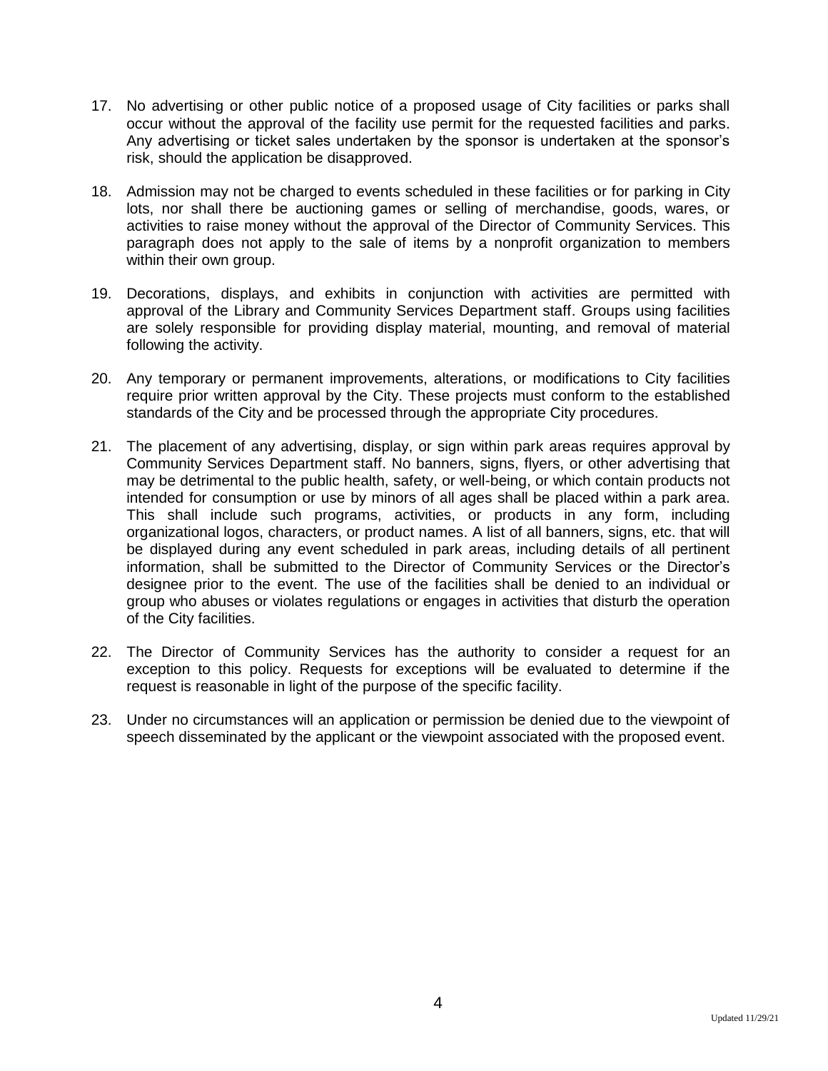17. No advertising or other public notice of a proposed usage of City facilities or parks shall occur without the approval of the facility use permit for the requested facilities and parks. Any advertising or ticket sales undertaken by the sponsor is undertaken at the sponsor's risk, should the application be disapproved.

18. Admission may not be charged to events scheduled in these facilities or for parking in City lots, nor shall there be auctioning games or selling of merchandise, goods, wares, or activities to raise money without the approval of the Director of Community Services. This paragraph does not apply to the sale of items by a nonprofit organization to members within their own group.

19. Decorations, displays, and exhibits in conjunction with activities are permitted with approval of the Library and Community Services Department staff. Groups using facilities are solely responsible for providing display material, mounting, and removal of material following the activity.

20. Any temporary or permanent improvements, alterations, or modifications to City facilities require prior written approval by the City. These projects must conform to the established standards of the City and be processed through the appropriate City procedures.

21. The placement of any advertising, display, or sign within park areas requires approval by Community Services Department staff. No banners, signs, flyers, or other advertising that may be detrimental to the public health, safety, or well-being, or which contain products not intended for consumption or use by minors of all ages shall be placed within a park area. This shall include such programs, activities, or products in any form, including organizational logos, characters, or product names. A list of all banners, signs, etc. that will be displayed during any event scheduled in park areas, including details of all pertinent information, shall be submitted to the Director of Community Services or the Director's designee prior to the event. The use of the facilities shall be denied to an individual or group who abuses or violates regulations or engages in activities that disturb the operation of the City facilities.

22. The Director of Community Services has the authority to consider a request for an exception to this policy. Requests for exceptions will be evaluated to determine if the request is reasonable in light of the purpose of the specific facility.

23. Under no circumstances will an application or permission be denied due to the viewpoint of speech disseminated by the applicant or the viewpoint associated with the proposed event.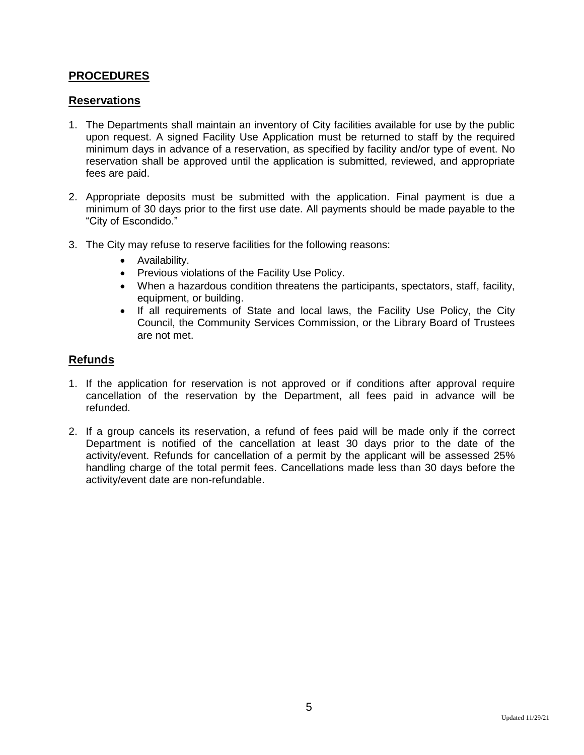## PROCEDURES

### Reservations

1. The Departments shall maintain an inventory of City facilities available for use by the public upon request. A signed Facility Use Application must be returned to staff by the required minimum days in advance of a reservation, as specified by facility and/or type of event. No reservation shall be approved until the application is submitted, reviewed, and appropriate fees are paid.

2. Appropriate deposits must be submitted with the application. Final payment is due a minimum of 30 days prior to the first use date. All payments should be made payable to the "City of Escondido."

3. The City may refuse to reserve facilities for the following reasons:
   - Availability.
   - Previous violations of the Facility Use Policy.
   - When a hazardous condition threatens the participants, spectators, staff, facility, equipment, or building.
   - If all requirements of State and local laws, the Facility Use Policy, the City Council, the Community Services Commission, or the Library Board of Trustees are not met.

### Refunds

1. If the application for reservation is not approved or if conditions after approval require cancellation of the reservation by the Department, all fees paid in advance will be refunded.

2. If a group cancels its reservation, a refund of fees paid will be made only if the correct Department is notified of the cancellation at least 30 days prior to the date of the activity/event. Refunds for cancellation of a permit by the applicant will be assessed 25% handling charge of the total permit fees. Cancellations made less than 30 days before the activity/event date are non-refundable.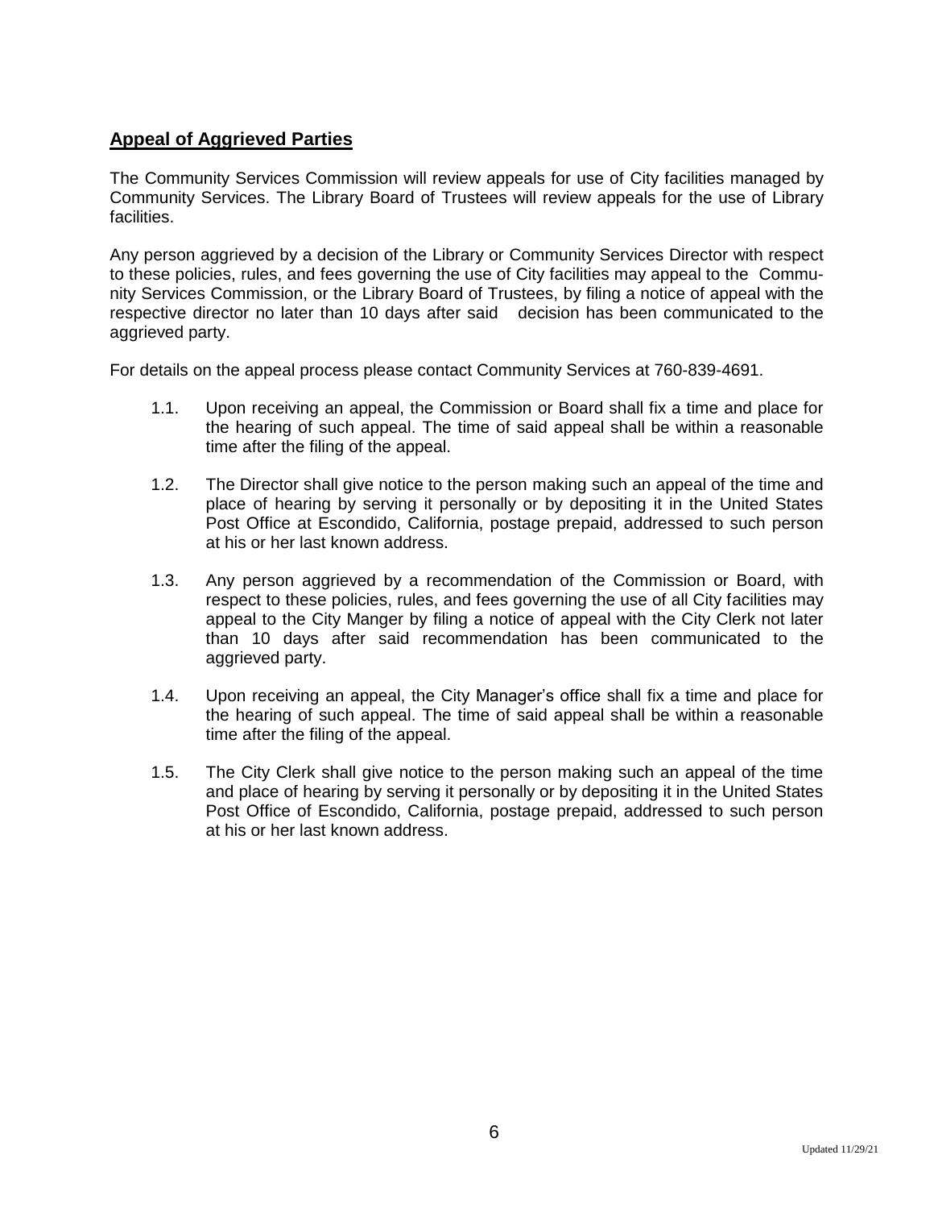## **Appeal of Aggrieved Parties**

The Community Services Commission will review appeals for use of City facilities managed by Community Services. The Library Board of Trustees will review appeals for the use of Library facilities.

Any person aggrieved by a decision of the Library or Community Services Director with respect to these policies, rules, and fees governing the use of City facilities may appeal to the Community Services Commission, or the Library Board of Trustees, by filing a notice of appeal with the respective director no later than 10 days after said decision has been communicated to the aggrieved party.

For details on the appeal process please contact Community Services at 760-839-4691.

1.1. Upon receiving an appeal, the Commission or Board shall fix a time and place for the hearing of such appeal. The time of said appeal shall be within a reasonable time after the filing of the appeal.

1.2. The Director shall give notice to the person making such an appeal of the time and place of hearing by serving it personally or by depositing it in the United States Post Office at Escondido, California, postage prepaid, addressed to such person at his or her last known address.

1.3. Any person aggrieved by a recommendation of the Commission or Board, with respect to these policies, rules, and fees governing the use of all City facilities may appeal to the City Manger by filing a notice of appeal with the City Clerk not later than 10 days after said recommendation has been communicated to the aggrieved party.

1.4. Upon receiving an appeal, the City Manager's office shall fix a time and place for the hearing of such appeal. The time of said appeal shall be within a reasonable time after the filing of the appeal.

1.5. The City Clerk shall give notice to the person making such an appeal of the time and place of hearing by serving it personally or by depositing it in the United States Post Office of Escondido, California, postage prepaid, addressed to such person at his or her last known address.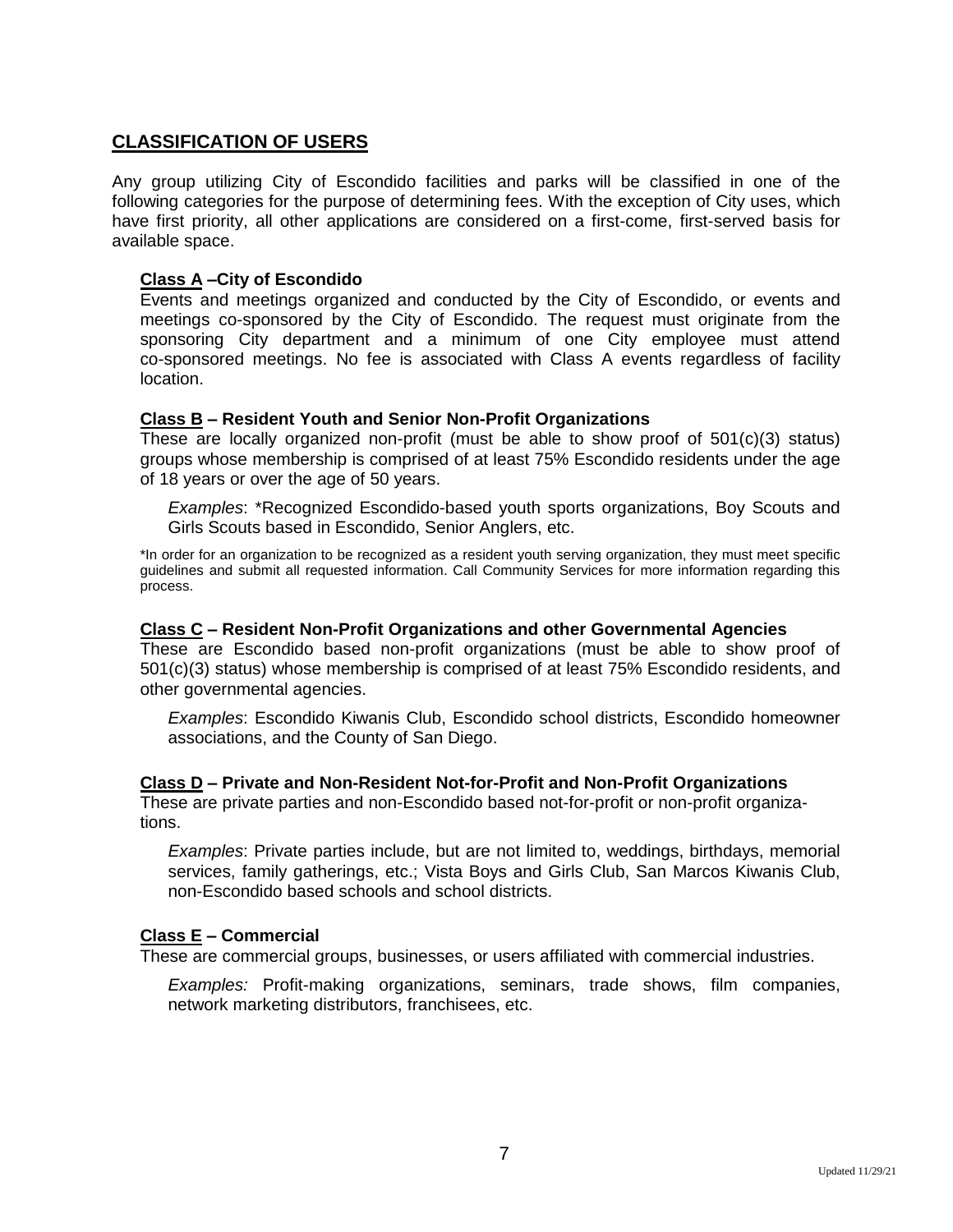## CLASSIFICATION OF USERS

Any group utilizing City of Escondido facilities and parks will be classified in one of the following categories for the purpose of determining fees. With the exception of City uses, which have first priority, all other applications are considered on a first-come, first-served basis for available space.

**Class A –City of Escondido**

Events and meetings organized and conducted by the City of Escondido, or events and meetings co-sponsored by the City of Escondido. The request must originate from the sponsoring City department and a minimum of one City employee must attend co-sponsored meetings. No fee is associated with Class A events regardless of facility location.

**Class B – Resident Youth and Senior Non-Profit Organizations**

These are locally organized non-profit (must be able to show proof of 501(c)(3) status) groups whose membership is comprised of at least 75% Escondido residents under the age of 18 years or over the age of 50 years.

*Examples*: *Recognized Escondido-based youth sports organizations, Boy Scouts and Girls Scouts based in Escondido, Senior Anglers, etc.

*In order for an organization to be recognized as a resident youth serving organization, they must meet specific guidelines and submit all requested information. Call Community Services for more information regarding this process.

**Class C – Resident Non-Profit Organizations and other Governmental Agencies**

These are Escondido based non-profit organizations (must be able to show proof of 501(c)(3) status) whose membership is comprised of at least 75% Escondido residents, and other governmental agencies.

*Examples*: Escondido Kiwanis Club, Escondido school districts, Escondido homeowner associations, and the County of San Diego.

**Class D – Private and Non-Resident Not-for-Profit and Non-Profit Organizations**

These are private parties and non-Escondido based not-for-profit or non-profit organizations.

*Examples*: Private parties include, but are not limited to, weddings, birthdays, memorial services, family gatherings, etc.; Vista Boys and Girls Club, San Marcos Kiwanis Club, non-Escondido based schools and school districts.

**Class E – Commercial**

These are commercial groups, businesses, or users affiliated with commercial industries.

*Examples:* Profit-making organizations, seminars, trade shows, film companies, network marketing distributors, franchisees, etc.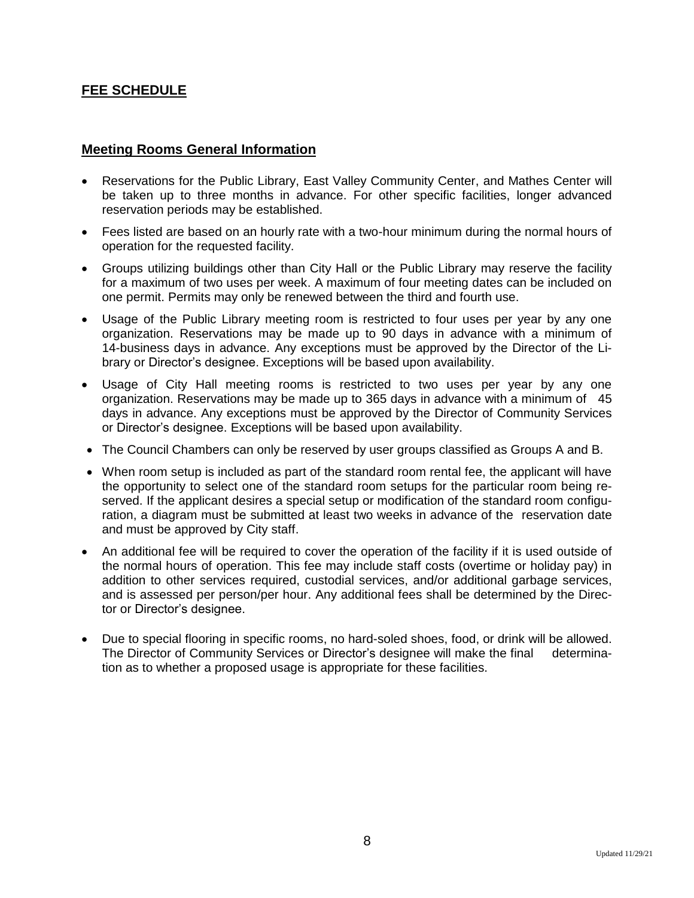## FEE SCHEDULE

### Meeting Rooms General Information

- Reservations for the Public Library, East Valley Community Center, and Mathes Center will be taken up to three months in advance. For other specific facilities, longer advanced reservation periods may be established.
- Fees listed are based on an hourly rate with a two-hour minimum during the normal hours of operation for the requested facility.
- Groups utilizing buildings other than City Hall or the Public Library may reserve the facility for a maximum of two uses per week. A maximum of four meeting dates can be included on one permit. Permits may only be renewed between the third and fourth use.
- Usage of the Public Library meeting room is restricted to four uses per year by any one organization. Reservations may be made up to 90 days in advance with a minimum of 14-business days in advance. Any exceptions must be approved by the Director of the Library or Director's designee. Exceptions will be based upon availability.
- Usage of City Hall meeting rooms is restricted to two uses per year by any one organization. Reservations may be made up to 365 days in advance with a minimum of 45 days in advance. Any exceptions must be approved by the Director of Community Services or Director's designee. Exceptions will be based upon availability.
- The Council Chambers can only be reserved by user groups classified as Groups A and B.
- When room setup is included as part of the standard room rental fee, the applicant will have the opportunity to select one of the standard room setups for the particular room being reserved. If the applicant desires a special setup or modification of the standard room configuration, a diagram must be submitted at least two weeks in advance of the reservation date and must be approved by City staff.
- An additional fee will be required to cover the operation of the facility if it is used outside of the normal hours of operation. This fee may include staff costs (overtime or holiday pay) in addition to other services required, custodial services, and/or additional garbage services, and is assessed per person/per hour. Any additional fees shall be determined by the Director or Director's designee.
- Due to special flooring in specific rooms, no hard-soled shoes, food, or drink will be allowed. The Director of Community Services or Director's designee will make the final determination as to whether a proposed usage is appropriate for these facilities.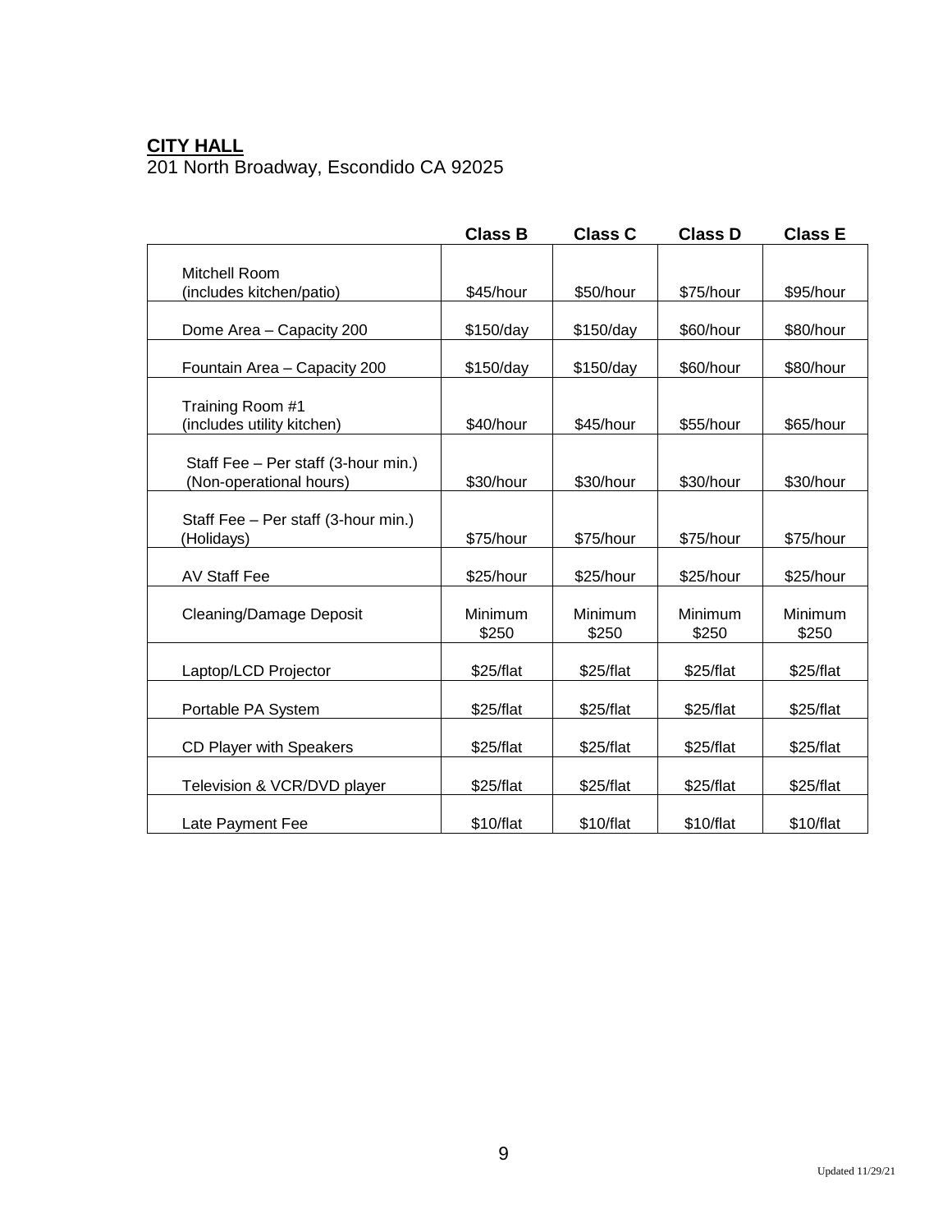**CITY HALL**

201 North Broadway, Escondido CA 92025

| | Class B | Class C | Class D | Class E |
|---|---|---|---|---|
| Mitchell Room (includes kitchen/patio) | $45/hour | $50/hour | $75/hour | $95/hour |
| Dome Area – Capacity 200 | $150/day | $150/day | $60/hour | $80/hour |
| Fountain Area – Capacity 200 | $150/day | $150/day | $60/hour | $80/hour |
| Training Room #1 (includes utility kitchen) | $40/hour | $45/hour | $55/hour | $65/hour |
| Staff Fee – Per staff (3-hour min.) (Non-operational hours) | $30/hour | $30/hour | $30/hour | $30/hour |
| Staff Fee – Per staff (3-hour min.) (Holidays) | $75/hour | $75/hour | $75/hour | $75/hour |
| AV Staff Fee | $25/hour | $25/hour | $25/hour | $25/hour |
| Cleaning/Damage Deposit | Minimum $250 | Minimum $250 | Minimum $250 | Minimum $250 |
| Laptop/LCD Projector | $25/flat | $25/flat | $25/flat | $25/flat |
| Portable PA System | $25/flat | $25/flat | $25/flat | $25/flat |
| CD Player with Speakers | $25/flat | $25/flat | $25/flat | $25/flat |
| Television & VCR/DVD player | $25/flat | $25/flat | $25/flat | $25/flat |
| Late Payment Fee | $10/flat | $10/flat | $10/flat | $10/flat |

Updated 11/29/21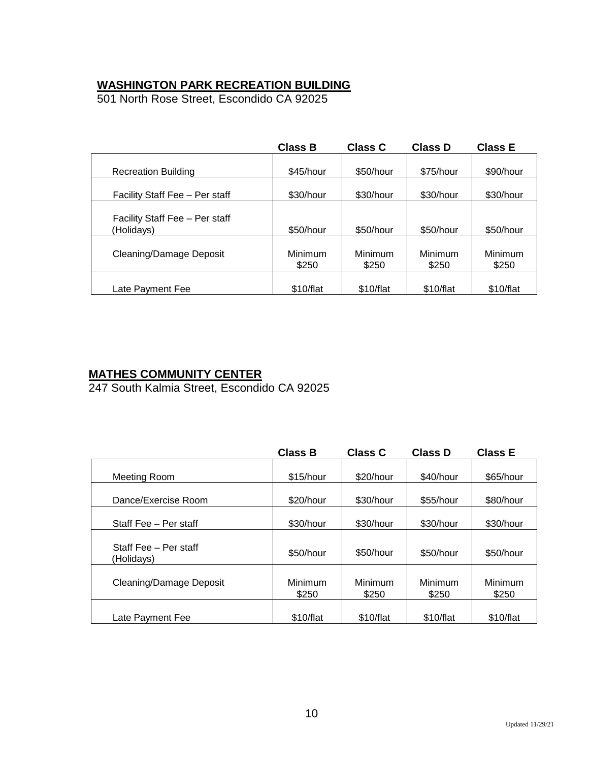## WASHINGTON PARK RECREATION BUILDING

501 North Rose Street, Escondido CA 92025

| | Class B | Class C | Class D | Class E |
|---|---|---|---|---|
| Recreation Building | $45/hour | $50/hour | $75/hour | $90/hour |
| Facility Staff Fee – Per staff | $30/hour | $30/hour | $30/hour | $30/hour |
| Facility Staff Fee – Per staff (Holidays) | $50/hour | $50/hour | $50/hour | $50/hour |
| Cleaning/Damage Deposit | Minimum $250 | Minimum $250 | Minimum $250 | Minimum $250 |
| Late Payment Fee | $10/flat | $10/flat | $10/flat | $10/flat |

## MATHES COMMUNITY CENTER

247 South Kalmia Street, Escondido CA 92025

| | Class B | Class C | Class D | Class E |
|---|---|---|---|---|
| Meeting Room | $15/hour | $20/hour | $40/hour | $65/hour |
| Dance/Exercise Room | $20/hour | $30/hour | $55/hour | $80/hour |
| Staff Fee – Per staff | $30/hour | $30/hour | $30/hour | $30/hour |
| Staff Fee – Per staff (Holidays) | $50/hour | $50/hour | $50/hour | $50/hour |
| Cleaning/Damage Deposit | Minimum $250 | Minimum $250 | Minimum $250 | Minimum $250 |
| Late Payment Fee | $10/flat | $10/flat | $10/flat | $10/flat |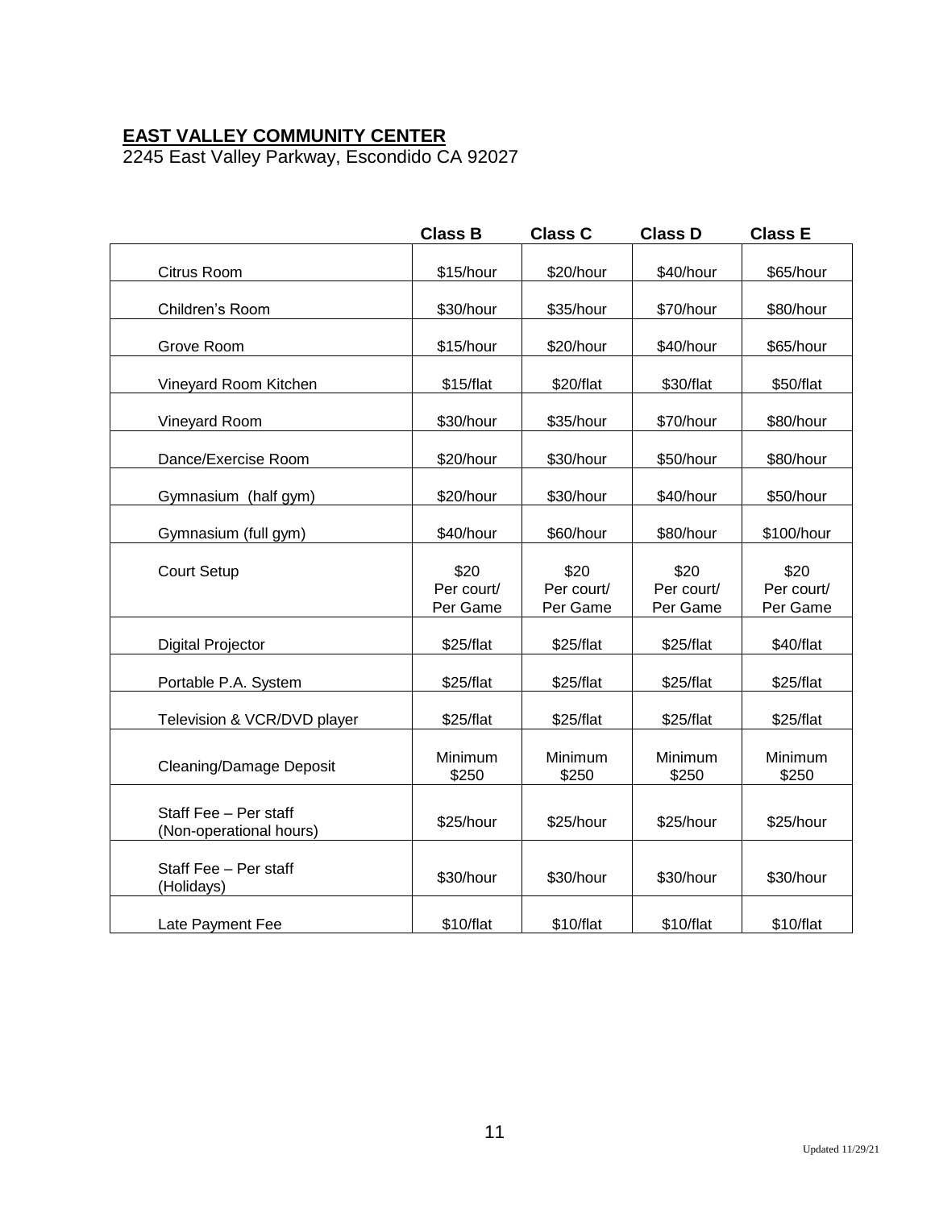**EAST VALLEY COMMUNITY CENTER**

2245 East Valley Parkway, Escondido CA 92027

| | Class B | Class C | Class D | Class E |
|---|---|---|---|---|
| Citrus Room | $15/hour | $20/hour | $40/hour | $65/hour |
| Children's Room | $30/hour | $35/hour | $70/hour | $80/hour |
| Grove Room | $15/hour | $20/hour | $40/hour | $65/hour |
| Vineyard Room Kitchen | $15/flat | $20/flat | $30/flat | $50/flat |
| Vineyard Room | $30/hour | $35/hour | $70/hour | $80/hour |
| Dance/Exercise Room | $20/hour | $30/hour | $50/hour | $80/hour |
| Gymnasium (half gym) | $20/hour | $30/hour | $40/hour | $50/hour |
| Gymnasium (full gym) | $40/hour | $60/hour | $80/hour | $100/hour |
| Court Setup | $20 Per court/ Per Game | $20 Per court/ Per Game | $20 Per court/ Per Game | $20 Per court/ Per Game |
| Digital Projector | $25/flat | $25/flat | $25/flat | $40/flat |
| Portable P.A. System | $25/flat | $25/flat | $25/flat | $25/flat |
| Television & VCR/DVD player | $25/flat | $25/flat | $25/flat | $25/flat |
| Cleaning/Damage Deposit | Minimum $250 | Minimum $250 | Minimum $250 | Minimum $250 |
| Staff Fee – Per staff (Non-operational hours) | $25/hour | $25/hour | $25/hour | $25/hour |
| Staff Fee – Per staff (Holidays) | $30/hour | $30/hour | $30/hour | $30/hour |
| Late Payment Fee | $10/flat | $10/flat | $10/flat | $10/flat |

Updated 11/29/21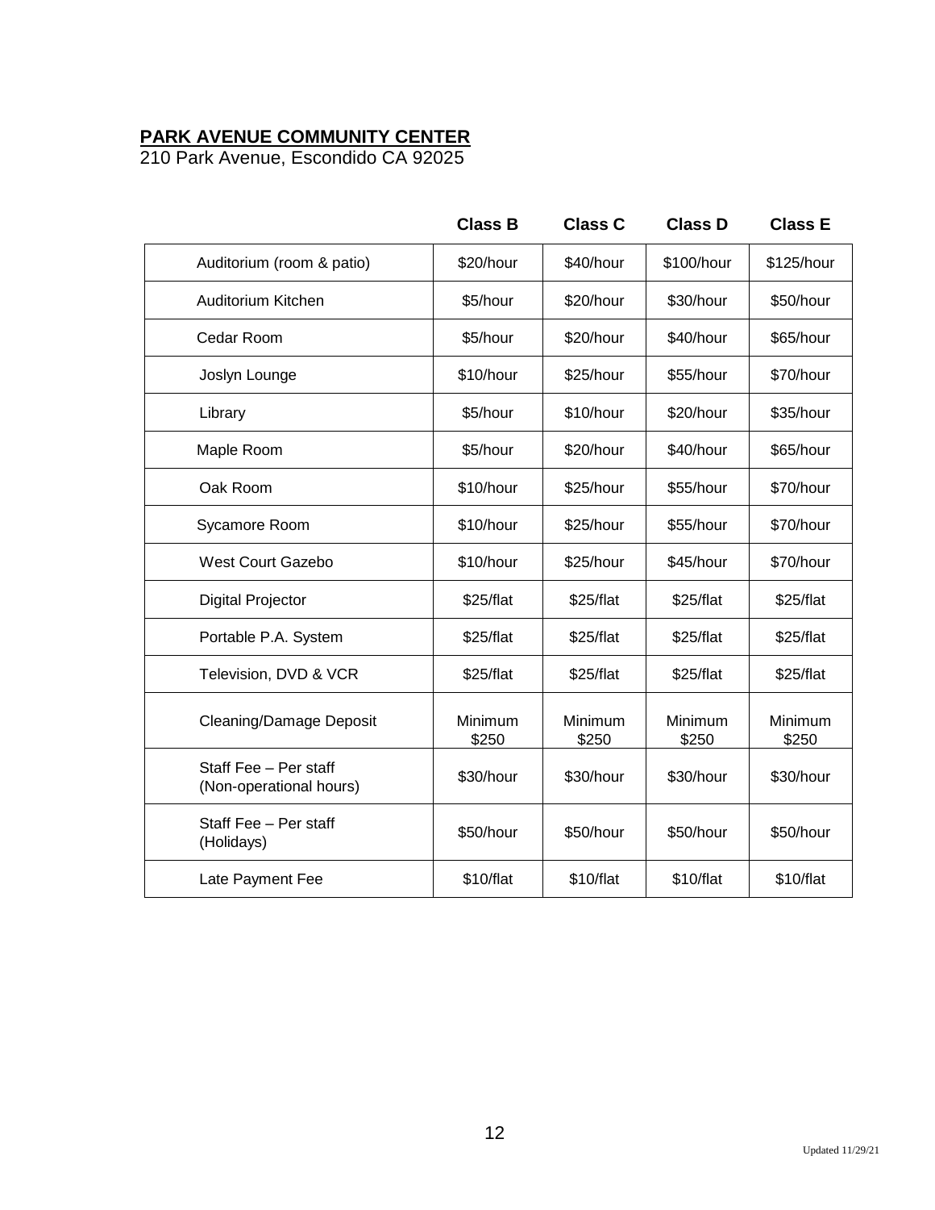**PARK AVENUE COMMUNITY CENTER**
210 Park Avenue, Escondido CA 92025

| | Class B | Class C | Class D | Class E |
|---|---|---|---|---|
| Auditorium (room & patio) | $20/hour | $40/hour | $100/hour | $125/hour |
| Auditorium Kitchen | $5/hour | $20/hour | $30/hour | $50/hour |
| Cedar Room | $5/hour | $20/hour | $40/hour | $65/hour |
| Joslyn Lounge | $10/hour | $25/hour | $55/hour | $70/hour |
| Library | $5/hour | $10/hour | $20/hour | $35/hour |
| Maple Room | $5/hour | $20/hour | $40/hour | $65/hour |
| Oak Room | $10/hour | $25/hour | $55/hour | $70/hour |
| Sycamore Room | $10/hour | $25/hour | $55/hour | $70/hour |
| West Court Gazebo | $10/hour | $25/hour | $45/hour | $70/hour |
| Digital Projector | $25/flat | $25/flat | $25/flat | $25/flat |
| Portable P.A. System | $25/flat | $25/flat | $25/flat | $25/flat |
| Television, DVD & VCR | $25/flat | $25/flat | $25/flat | $25/flat |
| Cleaning/Damage Deposit | Minimum $250 | Minimum $250 | Minimum $250 | Minimum $250 |
| Staff Fee – Per staff (Non-operational hours) | $30/hour | $30/hour | $30/hour | $30/hour |
| Staff Fee – Per staff (Holidays) | $50/hour | $50/hour | $50/hour | $50/hour |
| Late Payment Fee | $10/flat | $10/flat | $10/flat | $10/flat |

Updated 11/29/21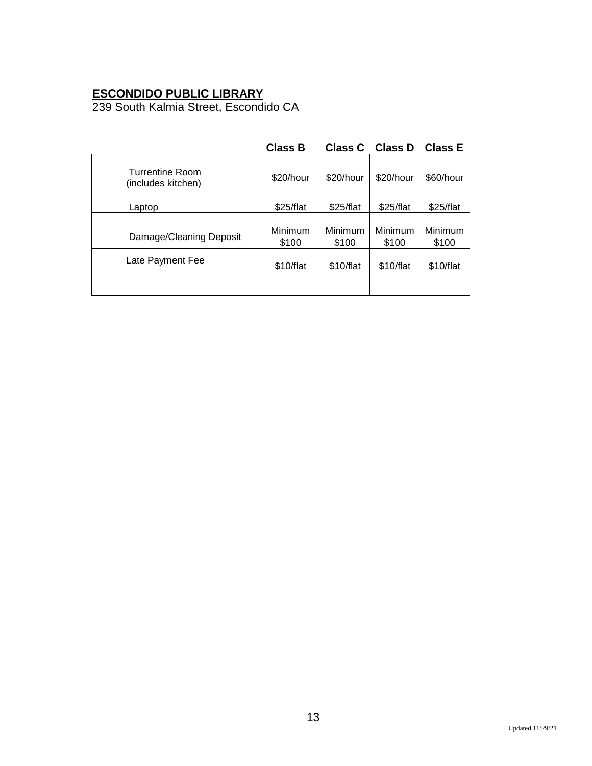**ESCONDIDO PUBLIC LIBRARY**
239 South Kalmia Street, Escondido CA

| | Class B | Class C | Class D | Class E |
|---|---|---|---|---|
| Turrentine Room (includes kitchen) | $20/hour | $20/hour | $20/hour | $60/hour |
| Laptop | $25/flat | $25/flat | $25/flat | $25/flat |
| Damage/Cleaning Deposit | Minimum $100 | Minimum $100 | Minimum $100 | Minimum $100 |
| Late Payment Fee | $10/flat | $10/flat | $10/flat | $10/flat |
| | | | | |

Updated 11/29/21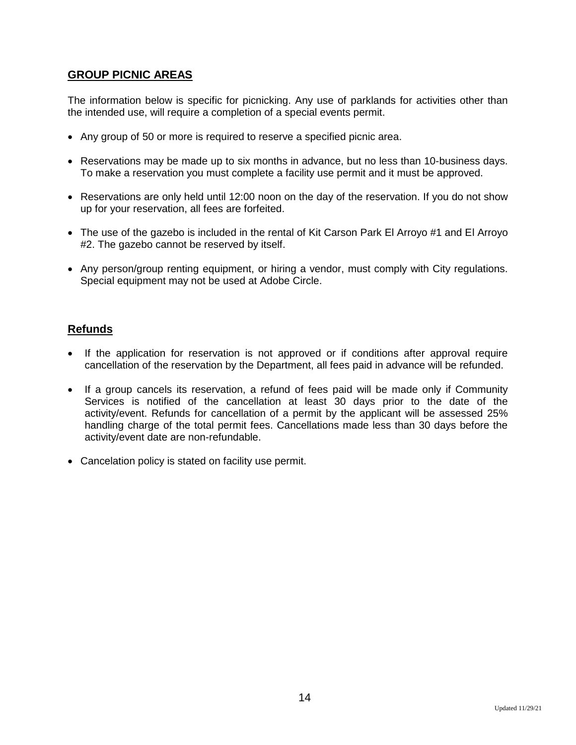## GROUP PICNIC AREAS

The information below is specific for picnicking. Any use of parklands for activities other than the intended use, will require a completion of a special events permit.

- Any group of 50 or more is required to reserve a specified picnic area.
- Reservations may be made up to six months in advance, but no less than 10-business days. To make a reservation you must complete a facility use permit and it must be approved.
- Reservations are only held until 12:00 noon on the day of the reservation. If you do not show up for your reservation, all fees are forfeited.
- The use of the gazebo is included in the rental of Kit Carson Park El Arroyo #1 and El Arroyo #2. The gazebo cannot be reserved by itself.
- Any person/group renting equipment, or hiring a vendor, must comply with City regulations. Special equipment may not be used at Adobe Circle.

## Refunds

- If the application for reservation is not approved or if conditions after approval require cancellation of the reservation by the Department, all fees paid in advance will be refunded.
- If a group cancels its reservation, a refund of fees paid will be made only if Community Services is notified of the cancellation at least 30 days prior to the date of the activity/event. Refunds for cancellation of a permit by the applicant will be assessed 25% handling charge of the total permit fees. Cancellations made less than 30 days before the activity/event date are non-refundable.
- Cancelation policy is stated on facility use permit.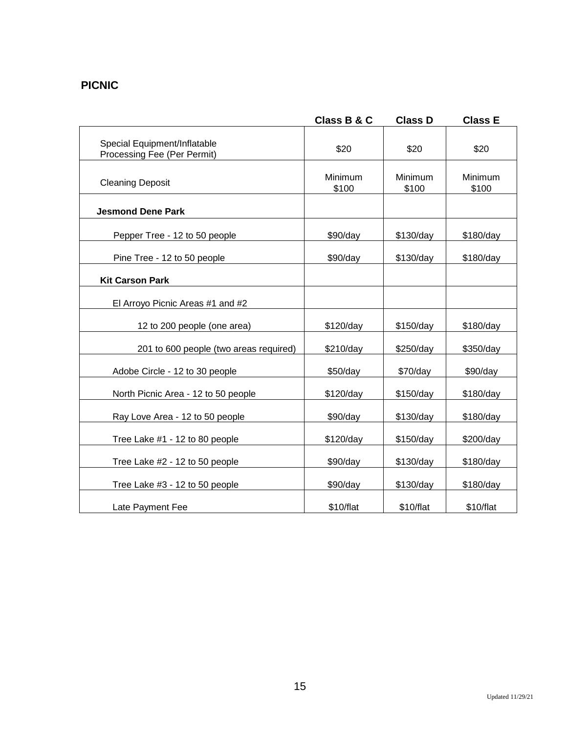## PICNIC

| | Class B & C | Class D | Class E |
|---|---|---|---|
| Special Equipment/Inflatable Processing Fee (Per Permit) | $20 | $20 | $20 |
| Cleaning Deposit | Minimum $100 | Minimum $100 | Minimum $100 |
| **Jesmond Dene Park** | | | |
| Pepper Tree - 12 to 50 people | $90/day | $130/day | $180/day |
| Pine Tree - 12 to 50 people | $90/day | $130/day | $180/day |
| **Kit Carson Park** | | | |
| El Arroyo Picnic Areas #1 and #2 | | | |
| 12 to 200 people (one area) | $120/day | $150/day | $180/day |
| 201 to 600 people (two areas required) | $210/day | $250/day | $350/day |
| Adobe Circle - 12 to 30 people | $50/day | $70/day | $90/day |
| North Picnic Area - 12 to 50 people | $120/day | $150/day | $180/day |
| Ray Love Area - 12 to 50 people | $90/day | $130/day | $180/day |
| Tree Lake #1 - 12 to 80 people | $120/day | $150/day | $200/day |
| Tree Lake #2 - 12 to 50 people | $90/day | $130/day | $180/day |
| Tree Lake #3 - 12 to 50 people | $90/day | $130/day | $180/day |
| Late Payment Fee | $10/flat | $10/flat | $10/flat |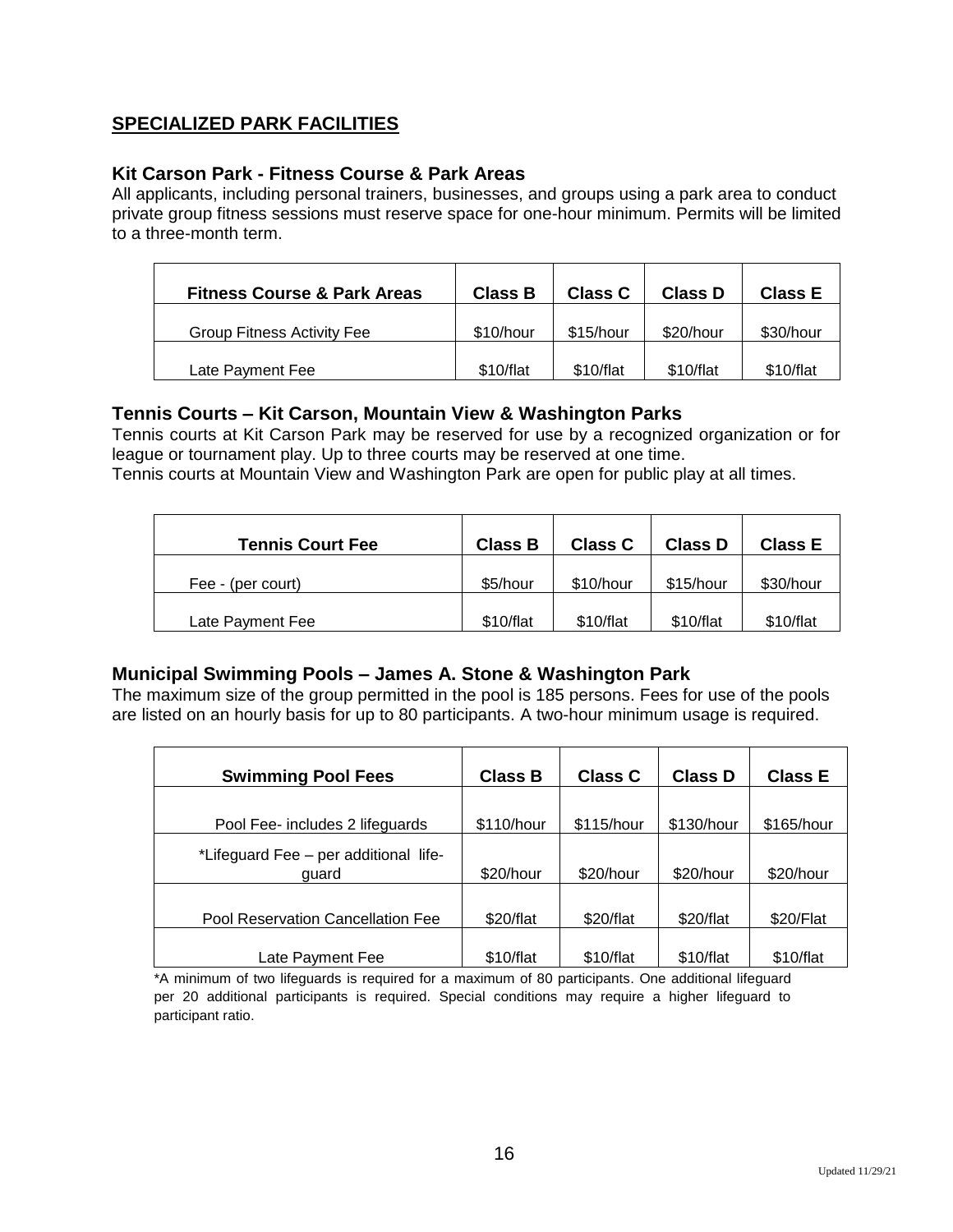## SPECIALIZED PARK FACILITIES

### Kit Carson Park - Fitness Course & Park Areas

All applicants, including personal trainers, businesses, and groups using a park area to conduct private group fitness sessions must reserve space for one-hour minimum. Permits will be limited to a three-month term.

| Fitness Course & Park Areas | Class B | Class C | Class D | Class E |
|---|---|---|---|---|
| Group Fitness Activity Fee | $10/hour | $15/hour | $20/hour | $30/hour |
| Late Payment Fee | $10/flat | $10/flat | $10/flat | $10/flat |

### Tennis Courts – Kit Carson, Mountain View & Washington Parks

Tennis courts at Kit Carson Park may be reserved for use by a recognized organization or for league or tournament play. Up to three courts may be reserved at one time.

Tennis courts at Mountain View and Washington Park are open for public play at all times.

| Tennis Court Fee | Class B | Class C | Class D | Class E |
|---|---|---|---|---|
| Fee - (per court) | $5/hour | $10/hour | $15/hour | $30/hour |
| Late Payment Fee | $10/flat | $10/flat | $10/flat | $10/flat |

### Municipal Swimming Pools – James A. Stone & Washington Park

The maximum size of the group permitted in the pool is 185 persons. Fees for use of the pools are listed on an hourly basis for up to 80 participants. A two-hour minimum usage is required.

| Swimming Pool Fees | Class B | Class C | Class D | Class E |
|---|---|---|---|---|
| Pool Fee- includes 2 lifeguards | $110/hour | $115/hour | $130/hour | $165/hour |
| *Lifeguard Fee – per additional life-guard | $20/hour | $20/hour | $20/hour | $20/hour |
| Pool Reservation Cancellation Fee | $20/flat | $20/flat | $20/flat | $20/Flat |
| Late Payment Fee | $10/flat | $10/flat | $10/flat | $10/flat |

*A minimum of two lifeguards is required for a maximum of 80 participants. One additional lifeguard per 20 additional participants is required. Special conditions may require a higher lifeguard to participant ratio.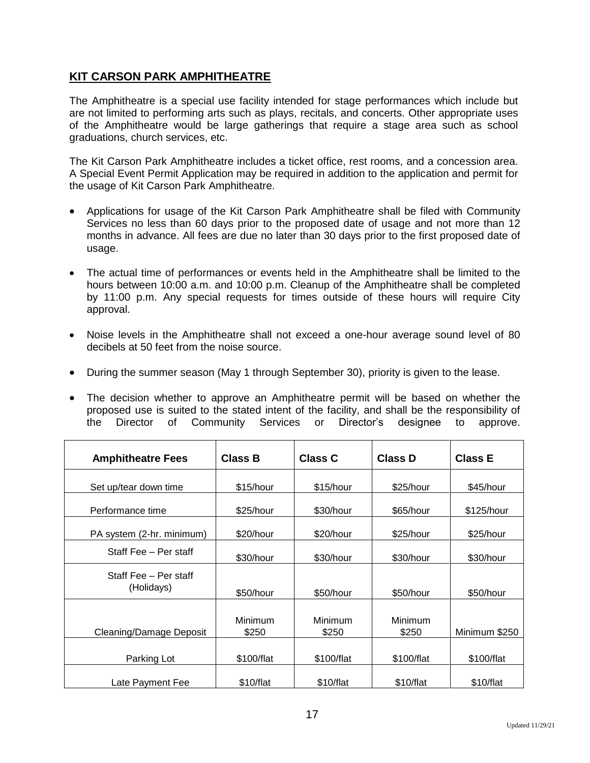## KIT CARSON PARK AMPHITHEATRE

The Amphitheatre is a special use facility intended for stage performances which include but are not limited to performing arts such as plays, recitals, and concerts. Other appropriate uses of the Amphitheatre would be large gatherings that require a stage area such as school graduations, church services, etc.

The Kit Carson Park Amphitheatre includes a ticket office, rest rooms, and a concession area. A Special Event Permit Application may be required in addition to the application and permit for the usage of Kit Carson Park Amphitheatre.

- Applications for usage of the Kit Carson Park Amphitheatre shall be filed with Community Services no less than 60 days prior to the proposed date of usage and not more than 12 months in advance. All fees are due no later than 30 days prior to the first proposed date of usage.
- The actual time of performances or events held in the Amphitheatre shall be limited to the hours between 10:00 a.m. and 10:00 p.m. Cleanup of the Amphitheatre shall be completed by 11:00 p.m. Any special requests for times outside of these hours will require City approval.
- Noise levels in the Amphitheatre shall not exceed a one-hour average sound level of 80 decibels at 50 feet from the noise source.
- During the summer season (May 1 through September 30), priority is given to the lease.
- The decision whether to approve an Amphitheatre permit will be based on whether the proposed use is suited to the stated intent of the facility, and shall be the responsibility of the Director of Community Services or Director's designee to approve.

| Amphitheatre Fees | Class B | Class C | Class D | Class E |
|---|---|---|---|---|
| Set up/tear down time | $15/hour | $15/hour | $25/hour | $45/hour |
| Performance time | $25/hour | $30/hour | $65/hour | $125/hour |
| PA system (2-hr. minimum) | $20/hour | $20/hour | $25/hour | $25/hour |
| Staff Fee – Per staff | $30/hour | $30/hour | $30/hour | $30/hour |
| Staff Fee – Per staff (Holidays) | $50/hour | $50/hour | $50/hour | $50/hour |
| Cleaning/Damage Deposit | Minimum $250 | Minimum $250 | Minimum $250 | Minimum $250 |
| Parking Lot | $100/flat | $100/flat | $100/flat | $100/flat |
| Late Payment Fee | $10/flat | $10/flat | $10/flat | $10/flat |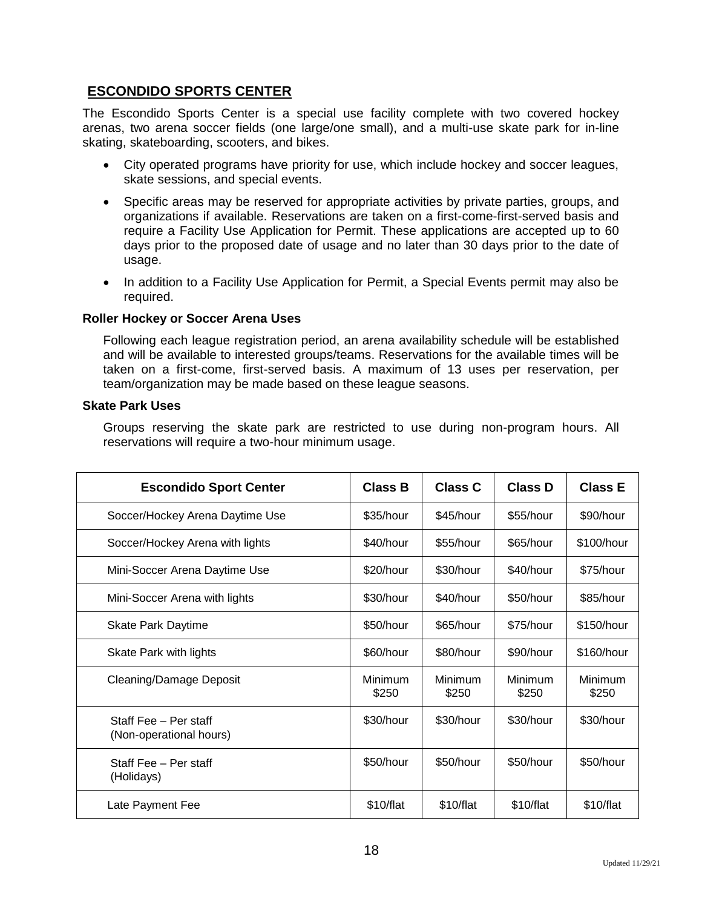## ESCONDIDO SPORTS CENTER

The Escondido Sports Center is a special use facility complete with two covered hockey arenas, two arena soccer fields (one large/one small), and a multi-use skate park for in-line skating, skateboarding, scooters, and bikes.

- City operated programs have priority for use, which include hockey and soccer leagues, skate sessions, and special events.
- Specific areas may be reserved for appropriate activities by private parties, groups, and organizations if available. Reservations are taken on a first-come-first-served basis and require a Facility Use Application for Permit. These applications are accepted up to 60 days prior to the proposed date of usage and no later than 30 days prior to the date of usage.
- In addition to a Facility Use Application for Permit, a Special Events permit may also be required.

### Roller Hockey or Soccer Arena Uses

Following each league registration period, an arena availability schedule will be established and will be available to interested groups/teams. Reservations for the available times will be taken on a first-come, first-served basis. A maximum of 13 uses per reservation, per team/organization may be made based on these league seasons.

### Skate Park Uses

Groups reserving the skate park are restricted to use during non-program hours. All reservations will require a two-hour minimum usage.

| Escondido Sport Center | Class B | Class C | Class D | Class E |
|---|---|---|---|---|
| Soccer/Hockey Arena Daytime Use | $35/hour | $45/hour | $55/hour | $90/hour |
| Soccer/Hockey Arena with lights | $40/hour | $55/hour | $65/hour | $100/hour |
| Mini-Soccer Arena Daytime Use | $20/hour | $30/hour | $40/hour | $75/hour |
| Mini-Soccer Arena with lights | $30/hour | $40/hour | $50/hour | $85/hour |
| Skate Park Daytime | $50/hour | $65/hour | $75/hour | $150/hour |
| Skate Park with lights | $60/hour | $80/hour | $90/hour | $160/hour |
| Cleaning/Damage Deposit | Minimum $250 | Minimum $250 | Minimum $250 | Minimum $250 |
| Staff Fee – Per staff (Non-operational hours) | $30/hour | $30/hour | $30/hour | $30/hour |
| Staff Fee – Per staff (Holidays) | $50/hour | $50/hour | $50/hour | $50/hour |
| Late Payment Fee | $10/flat | $10/flat | $10/flat | $10/flat |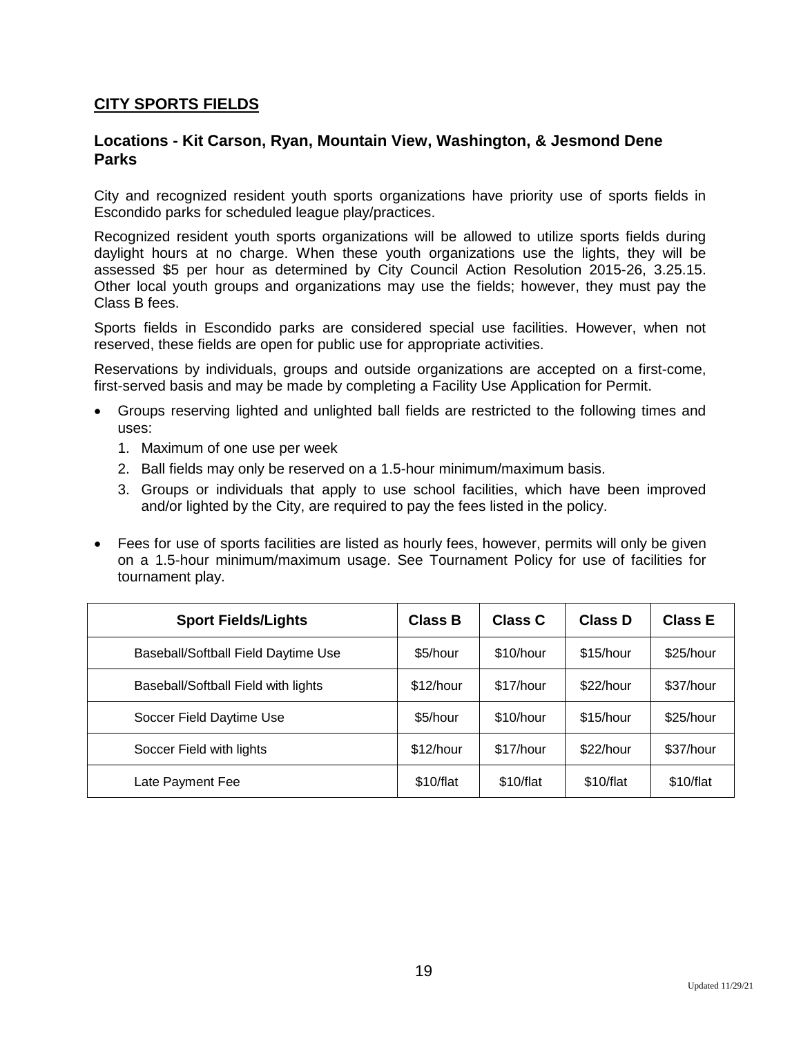## CITY SPORTS FIELDS

### Locations - Kit Carson, Ryan, Mountain View, Washington, & Jesmond Dene Parks

City and recognized resident youth sports organizations have priority use of sports fields in Escondido parks for scheduled league play/practices.

Recognized resident youth sports organizations will be allowed to utilize sports fields during daylight hours at no charge. When these youth organizations use the lights, they will be assessed $5 per hour as determined by City Council Action Resolution 2015-26, 3.25.15. Other local youth groups and organizations may use the fields; however, they must pay the Class B fees.

Sports fields in Escondido parks are considered special use facilities. However, when not reserved, these fields are open for public use for appropriate activities.

Reservations by individuals, groups and outside organizations are accepted on a first-come, first-served basis and may be made by completing a Facility Use Application for Permit.

- Groups reserving lighted and unlighted ball fields are restricted to the following times and uses:
  1. Maximum of one use per week
  2. Ball fields may only be reserved on a 1.5-hour minimum/maximum basis.
  3. Groups or individuals that apply to use school facilities, which have been improved and/or lighted by the City, are required to pay the fees listed in the policy.

- Fees for use of sports facilities are listed as hourly fees, however, permits will only be given on a 1.5-hour minimum/maximum usage. See Tournament Policy for use of facilities for tournament play.

| Sport Fields/Lights | Class B | Class C | Class D | Class E |
|---|---|---|---|---|
| Baseball/Softball Field Daytime Use | $5/hour | $10/hour | $15/hour | $25/hour |
| Baseball/Softball Field with lights | $12/hour | $17/hour | $22/hour | $37/hour |
| Soccer Field Daytime Use | $5/hour | $10/hour | $15/hour | $25/hour |
| Soccer Field with lights | $12/hour | $17/hour | $22/hour | $37/hour |
| Late Payment Fee | $10/flat | $10/flat | $10/flat | $10/flat |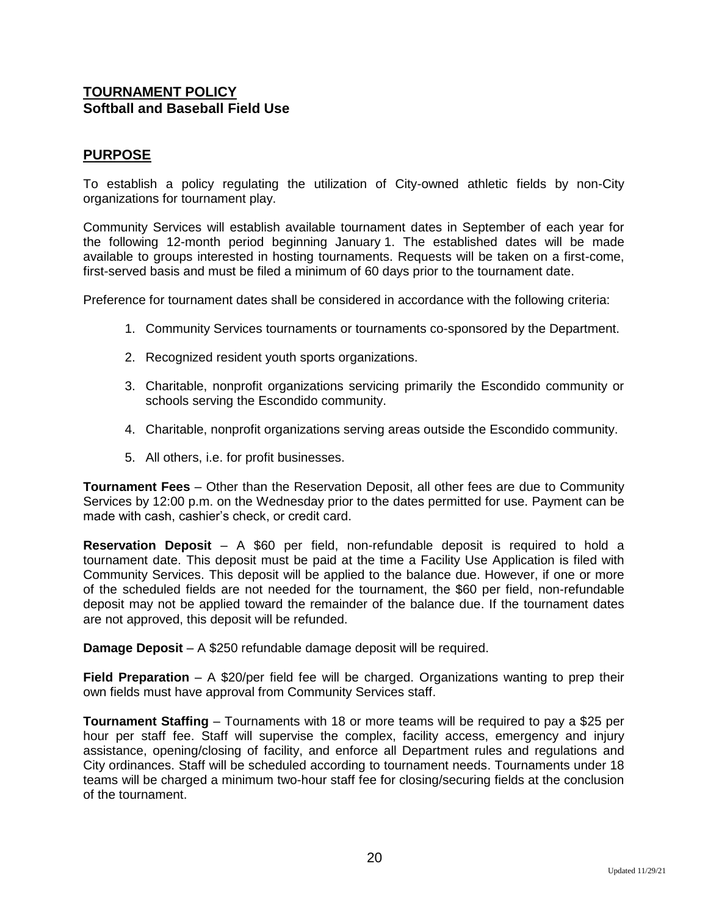## TOURNAMENT POLICY
**Softball and Baseball Field Use**

## PURPOSE

To establish a policy regulating the utilization of City-owned athletic fields by non-City organizations for tournament play.

Community Services will establish available tournament dates in September of each year for the following 12-month period beginning January 1. The established dates will be made available to groups interested in hosting tournaments. Requests will be taken on a first-come, first-served basis and must be filed a minimum of 60 days prior to the tournament date.

Preference for tournament dates shall be considered in accordance with the following criteria:

1. Community Services tournaments or tournaments co-sponsored by the Department.
2. Recognized resident youth sports organizations.
3. Charitable, nonprofit organizations servicing primarily the Escondido community or schools serving the Escondido community.
4. Charitable, nonprofit organizations serving areas outside the Escondido community.
5. All others, i.e. for profit businesses.

**Tournament Fees** – Other than the Reservation Deposit, all other fees are due to Community Services by 12:00 p.m. on the Wednesday prior to the dates permitted for use. Payment can be made with cash, cashier's check, or credit card.

**Reservation Deposit** – A $60 per field, non-refundable deposit is required to hold a tournament date. This deposit must be paid at the time a Facility Use Application is filed with Community Services. This deposit will be applied to the balance due. However, if one or more of the scheduled fields are not needed for the tournament, the $60 per field, non-refundable deposit may not be applied toward the remainder of the balance due. If the tournament dates are not approved, this deposit will be refunded.

**Damage Deposit** – A $250 refundable damage deposit will be required.

**Field Preparation** – A $20/per field fee will be charged. Organizations wanting to prep their own fields must have approval from Community Services staff.

**Tournament Staffing** – Tournaments with 18 or more teams will be required to pay a $25 per hour per staff fee. Staff will supervise the complex, facility access, emergency and injury assistance, opening/closing of facility, and enforce all Department rules and regulations and City ordinances. Staff will be scheduled according to tournament needs. Tournaments under 18 teams will be charged a minimum two-hour staff fee for closing/securing fields at the conclusion of the tournament.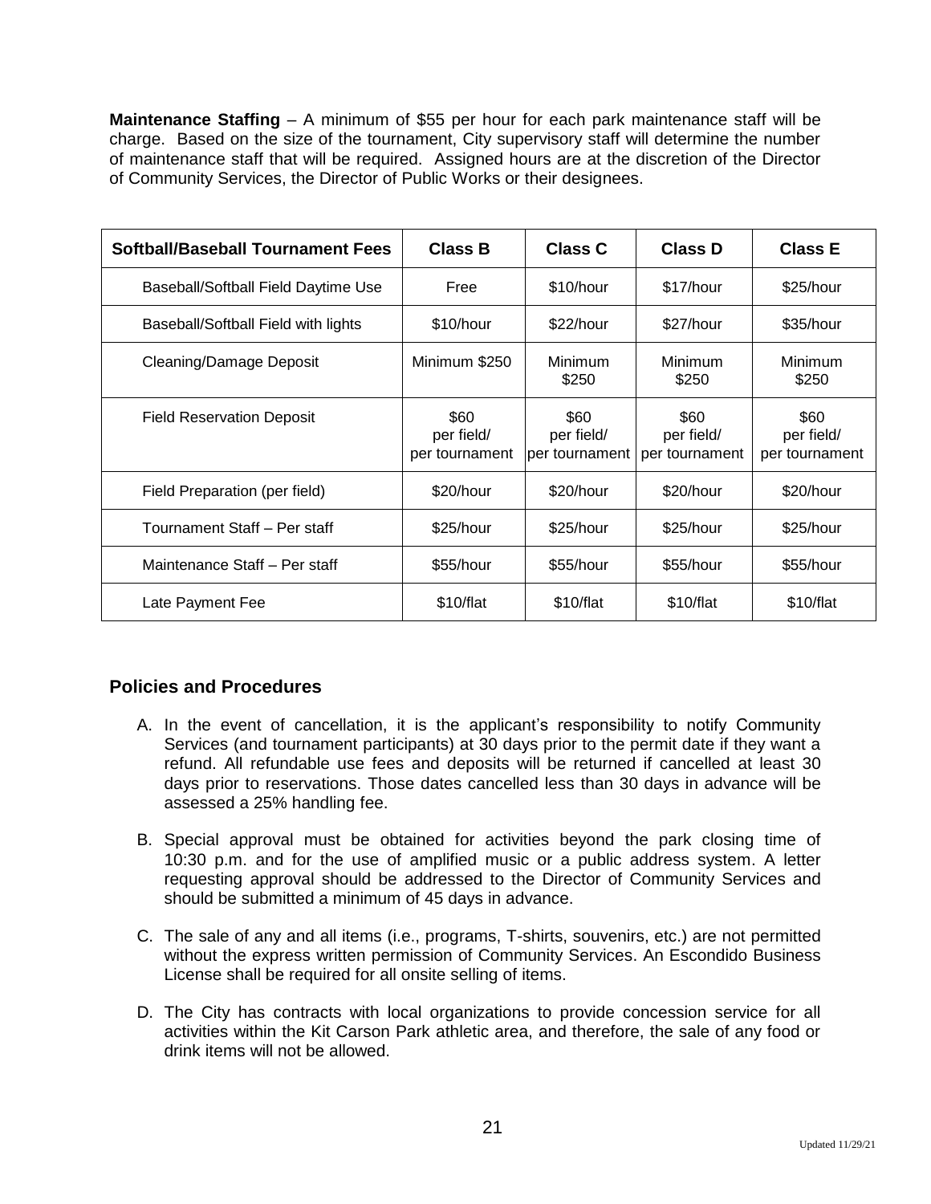**Maintenance Staffing** – A minimum of $55 per hour for each park maintenance staff will be charge. Based on the size of the tournament, City supervisory staff will determine the number of maintenance staff that will be required. Assigned hours are at the discretion of the Director of Community Services, the Director of Public Works or their designees.

| Softball/Baseball Tournament Fees | Class B | Class C | Class D | Class E |
|---|---|---|---|---|
| Baseball/Softball Field Daytime Use | Free | $10/hour | $17/hour | $25/hour |
| Baseball/Softball Field with lights | $10/hour | $22/hour | $27/hour | $35/hour |
| Cleaning/Damage Deposit | Minimum $250 | Minimum $250 | Minimum $250 | Minimum $250 |
| Field Reservation Deposit | $60 per field/ per tournament | $60 per field/ per tournament | $60 per field/ per tournament | $60 per field/ per tournament |
| Field Preparation (per field) | $20/hour | $20/hour | $20/hour | $20/hour |
| Tournament Staff – Per staff | $25/hour | $25/hour | $25/hour | $25/hour |
| Maintenance Staff – Per staff | $55/hour | $55/hour | $55/hour | $55/hour |
| Late Payment Fee | $10/flat | $10/flat | $10/flat | $10/flat |

## Policies and Procedures

A. In the event of cancellation, it is the applicant's responsibility to notify Community Services (and tournament participants) at 30 days prior to the permit date if they want a refund. All refundable use fees and deposits will be returned if cancelled at least 30 days prior to reservations. Those dates cancelled less than 30 days in advance will be assessed a 25% handling fee.

B. Special approval must be obtained for activities beyond the park closing time of 10:30 p.m. and for the use of amplified music or a public address system. A letter requesting approval should be addressed to the Director of Community Services and should be submitted a minimum of 45 days in advance.

C. The sale of any and all items (i.e., programs, T-shirts, souvenirs, etc.) are not permitted without the express written permission of Community Services. An Escondido Business License shall be required for all onsite selling of items.

D. The City has contracts with local organizations to provide concession service for all activities within the Kit Carson Park athletic area, and therefore, the sale of any food or drink items will not be allowed.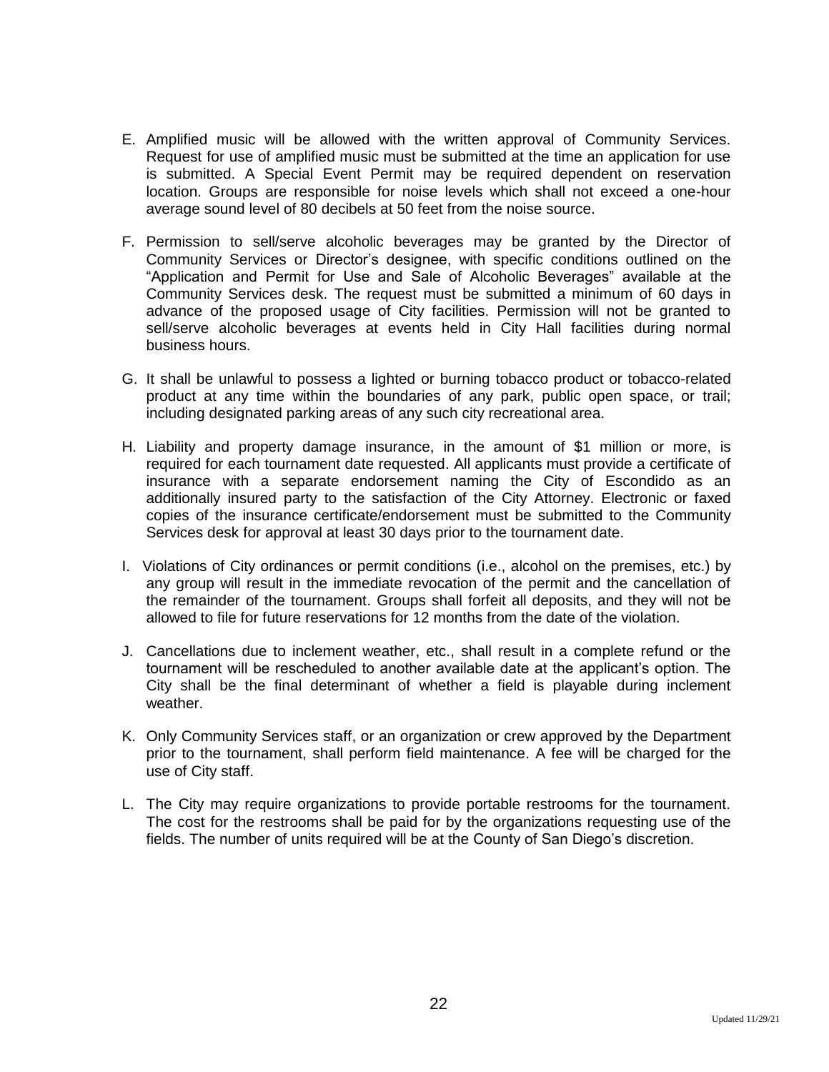E. Amplified music will be allowed with the written approval of Community Services. Request for use of amplified music must be submitted at the time an application for use is submitted. A Special Event Permit may be required dependent on reservation location. Groups are responsible for noise levels which shall not exceed a one-hour average sound level of 80 decibels at 50 feet from the noise source.

F. Permission to sell/serve alcoholic beverages may be granted by the Director of Community Services or Director's designee, with specific conditions outlined on the "Application and Permit for Use and Sale of Alcoholic Beverages" available at the Community Services desk. The request must be submitted a minimum of 60 days in advance of the proposed usage of City facilities. Permission will not be granted to sell/serve alcoholic beverages at events held in City Hall facilities during normal business hours.

G. It shall be unlawful to possess a lighted or burning tobacco product or tobacco-related product at any time within the boundaries of any park, public open space, or trail; including designated parking areas of any such city recreational area.

H. Liability and property damage insurance, in the amount of $1 million or more, is required for each tournament date requested. All applicants must provide a certificate of insurance with a separate endorsement naming the City of Escondido as an additionally insured party to the satisfaction of the City Attorney. Electronic or faxed copies of the insurance certificate/endorsement must be submitted to the Community Services desk for approval at least 30 days prior to the tournament date.

I. Violations of City ordinances or permit conditions (i.e., alcohol on the premises, etc.) by any group will result in the immediate revocation of the permit and the cancellation of the remainder of the tournament. Groups shall forfeit all deposits, and they will not be allowed to file for future reservations for 12 months from the date of the violation.

J. Cancellations due to inclement weather, etc., shall result in a complete refund or the tournament will be rescheduled to another available date at the applicant's option. The City shall be the final determinant of whether a field is playable during inclement weather.

K. Only Community Services staff, or an organization or crew approved by the Department prior to the tournament, shall perform field maintenance. A fee will be charged for the use of City staff.

L. The City may require organizations to provide portable restrooms for the tournament. The cost for the restrooms shall be paid for by the organizations requesting use of the fields. The number of units required will be at the County of San Diego's discretion.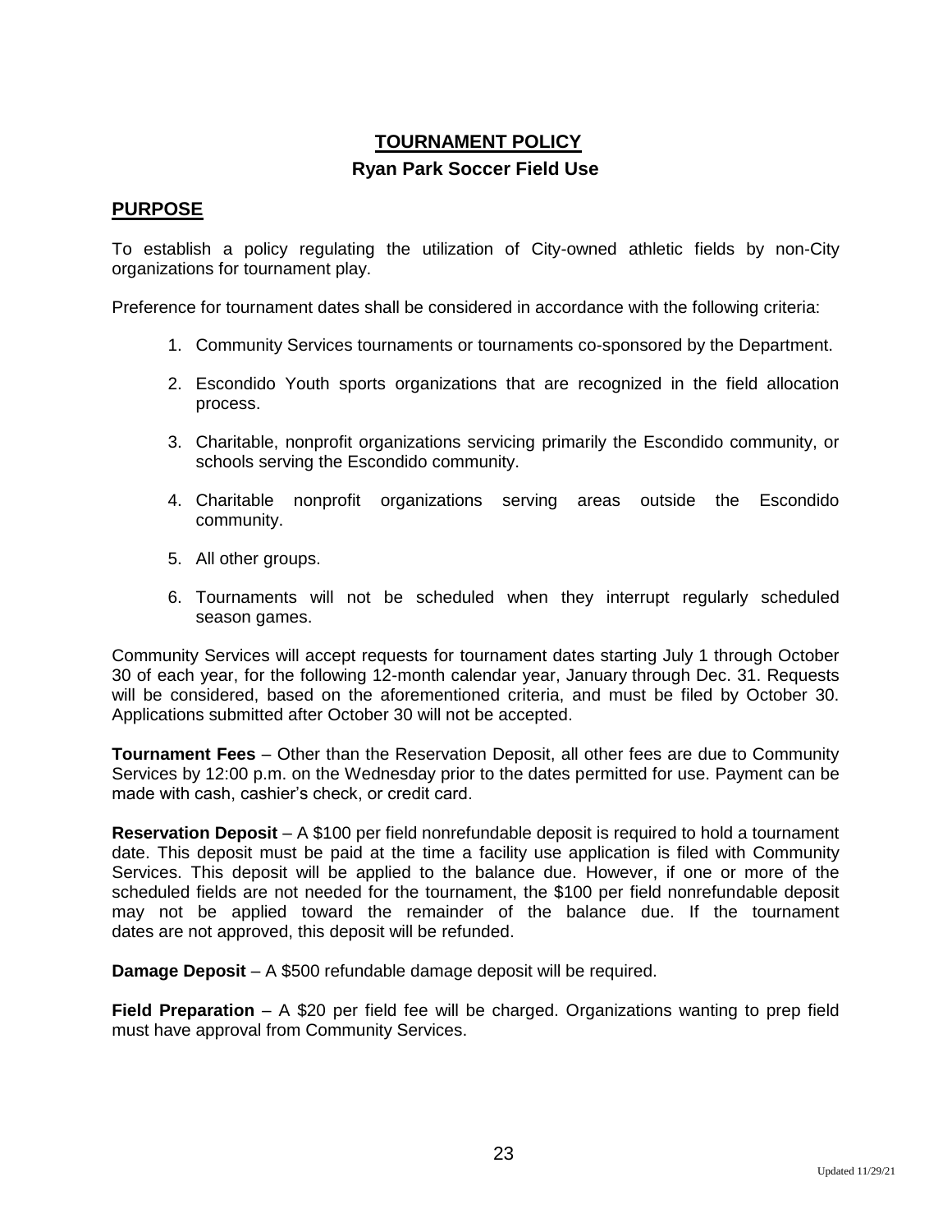# TOURNAMENT POLICY

## Ryan Park Soccer Field Use

## PURPOSE

To establish a policy regulating the utilization of City-owned athletic fields by non-City organizations for tournament play.

Preference for tournament dates shall be considered in accordance with the following criteria:

1. Community Services tournaments or tournaments co-sponsored by the Department.
2. Escondido Youth sports organizations that are recognized in the field allocation process.
3. Charitable, nonprofit organizations servicing primarily the Escondido community, or schools serving the Escondido community.
4. Charitable nonprofit organizations serving areas outside the Escondido community.
5. All other groups.
6. Tournaments will not be scheduled when they interrupt regularly scheduled season games.

Community Services will accept requests for tournament dates starting July 1 through October 30 of each year, for the following 12-month calendar year, January through Dec. 31. Requests will be considered, based on the aforementioned criteria, and must be filed by October 30. Applications submitted after October 30 will not be accepted.

**Tournament Fees** – Other than the Reservation Deposit, all other fees are due to Community Services by 12:00 p.m. on the Wednesday prior to the dates permitted for use. Payment can be made with cash, cashier's check, or credit card.

**Reservation Deposit** – A $100 per field nonrefundable deposit is required to hold a tournament date. This deposit must be paid at the time a facility use application is filed with Community Services. This deposit will be applied to the balance due. However, if one or more of the scheduled fields are not needed for the tournament, the $100 per field nonrefundable deposit may not be applied toward the remainder of the balance due. If the tournament dates are not approved, this deposit will be refunded.

**Damage Deposit** – A $500 refundable damage deposit will be required.

**Field Preparation** – A $20 per field fee will be charged. Organizations wanting to prep field must have approval from Community Services.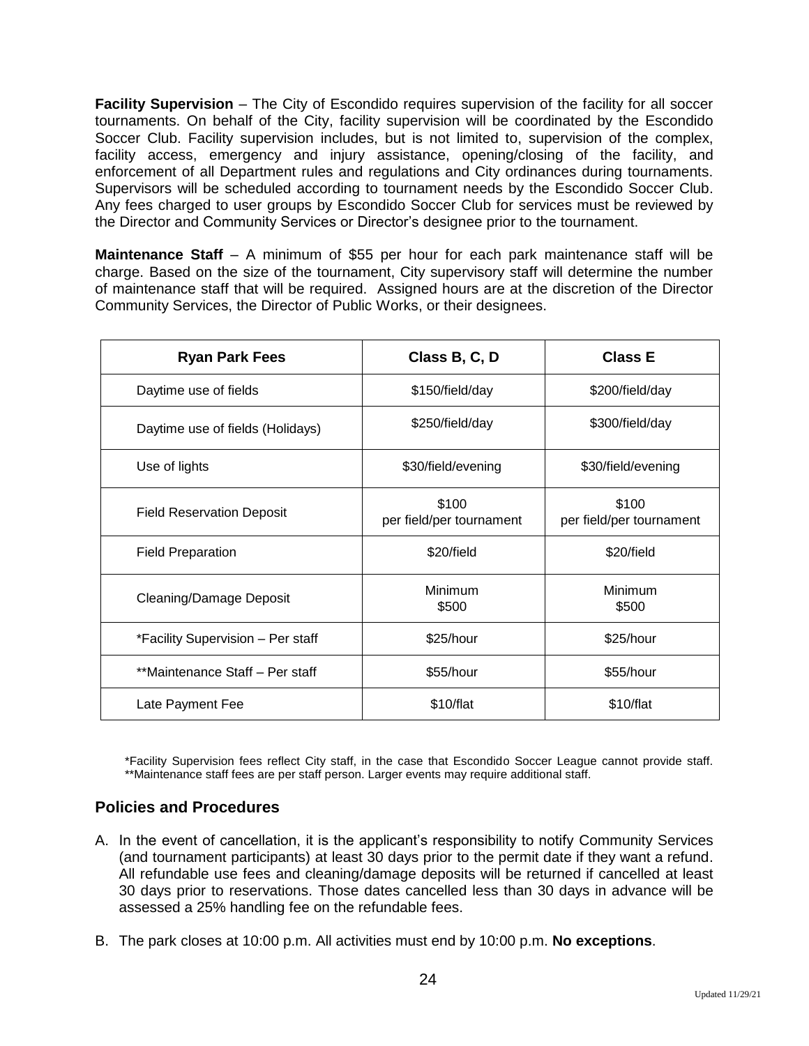**Facility Supervision** – The City of Escondido requires supervision of the facility for all soccer tournaments. On behalf of the City, facility supervision will be coordinated by the Escondido Soccer Club. Facility supervision includes, but is not limited to, supervision of the complex, facility access, emergency and injury assistance, opening/closing of the facility, and enforcement of all Department rules and regulations and City ordinances during tournaments. Supervisors will be scheduled according to tournament needs by the Escondido Soccer Club. Any fees charged to user groups by Escondido Soccer Club for services must be reviewed by the Director and Community Services or Director's designee prior to the tournament.

**Maintenance Staff** – A minimum of $55 per hour for each park maintenance staff will be charge. Based on the size of the tournament, City supervisory staff will determine the number of maintenance staff that will be required. Assigned hours are at the discretion of the Director Community Services, the Director of Public Works, or their designees.

| Ryan Park Fees | Class B, C, D | Class E |
|---|---|---|
| Daytime use of fields | $150/field/day | $200/field/day |
| Daytime use of fields (Holidays) | $250/field/day | $300/field/day |
| Use of lights | $30/field/evening | $30/field/evening |
| Field Reservation Deposit | $100 per field/per tournament | $100 per field/per tournament |
| Field Preparation | $20/field | $20/field |
| Cleaning/Damage Deposit | Minimum $500 | Minimum $500 |
| *Facility Supervision – Per staff | $25/hour | $25/hour |
| **Maintenance Staff – Per staff | $55/hour | $55/hour |
| Late Payment Fee | $10/flat | $10/flat |

*Facility Supervision fees reflect City staff, in the case that Escondido Soccer League cannot provide staff.
**Maintenance staff fees are per staff person. Larger events may require additional staff.

## Policies and Procedures

A. In the event of cancellation, it is the applicant's responsibility to notify Community Services (and tournament participants) at least 30 days prior to the permit date if they want a refund. All refundable use fees and cleaning/damage deposits will be returned if cancelled at least 30 days prior to reservations. Those dates cancelled less than 30 days in advance will be assessed a 25% handling fee on the refundable fees.

B. The park closes at 10:00 p.m. All activities must end by 10:00 p.m. **No exceptions**.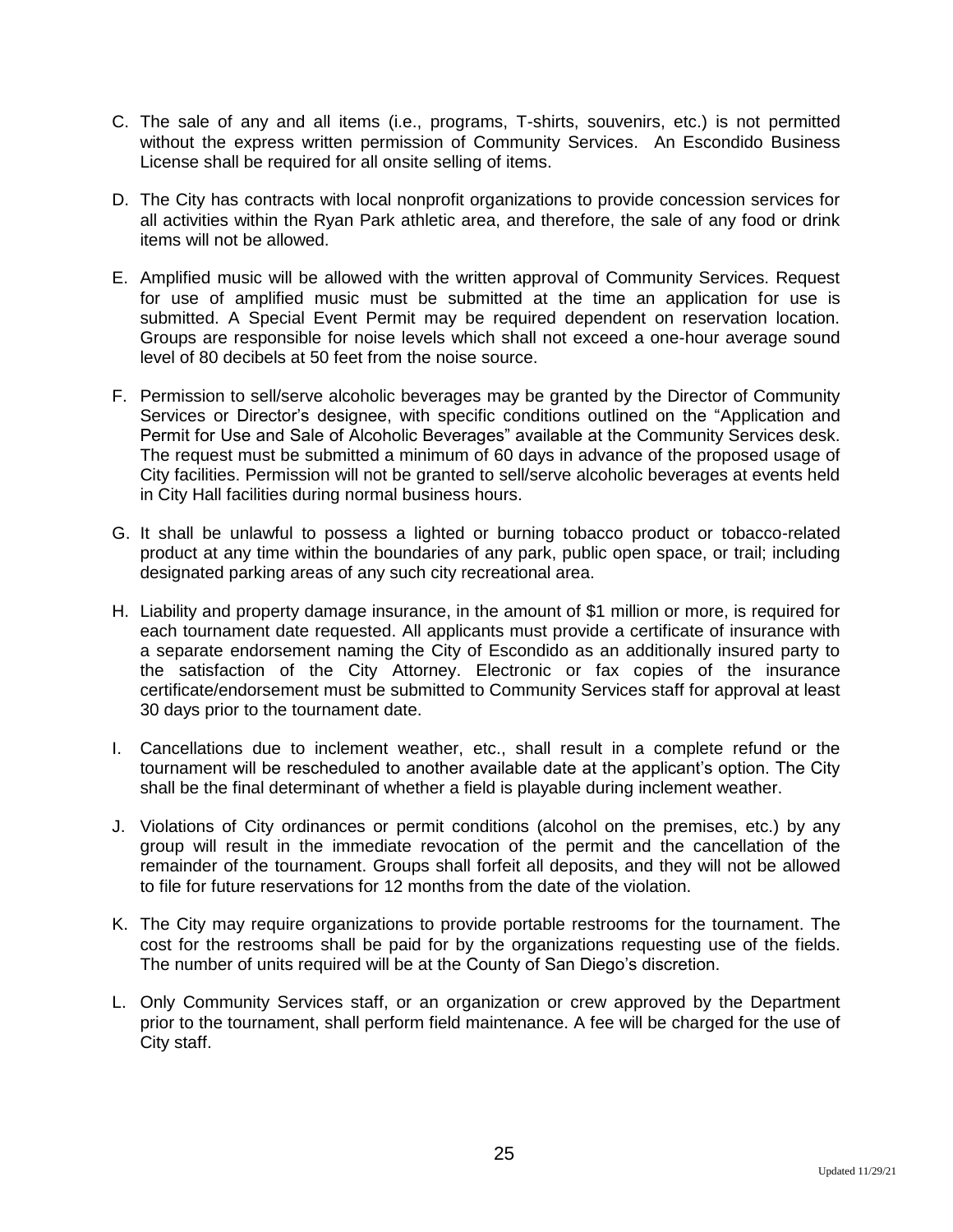C. The sale of any and all items (i.e., programs, T-shirts, souvenirs, etc.) is not permitted without the express written permission of Community Services. An Escondido Business License shall be required for all onsite selling of items.

D. The City has contracts with local nonprofit organizations to provide concession services for all activities within the Ryan Park athletic area, and therefore, the sale of any food or drink items will not be allowed.

E. Amplified music will be allowed with the written approval of Community Services. Request for use of amplified music must be submitted at the time an application for use is submitted. A Special Event Permit may be required dependent on reservation location. Groups are responsible for noise levels which shall not exceed a one-hour average sound level of 80 decibels at 50 feet from the noise source.

F. Permission to sell/serve alcoholic beverages may be granted by the Director of Community Services or Director's designee, with specific conditions outlined on the "Application and Permit for Use and Sale of Alcoholic Beverages" available at the Community Services desk. The request must be submitted a minimum of 60 days in advance of the proposed usage of City facilities. Permission will not be granted to sell/serve alcoholic beverages at events held in City Hall facilities during normal business hours.

G. It shall be unlawful to possess a lighted or burning tobacco product or tobacco-related product at any time within the boundaries of any park, public open space, or trail; including designated parking areas of any such city recreational area.

H. Liability and property damage insurance, in the amount of $1 million or more, is required for each tournament date requested. All applicants must provide a certificate of insurance with a separate endorsement naming the City of Escondido as an additionally insured party to the satisfaction of the City Attorney. Electronic or fax copies of the insurance certificate/endorsement must be submitted to Community Services staff for approval at least 30 days prior to the tournament date.

I. Cancellations due to inclement weather, etc., shall result in a complete refund or the tournament will be rescheduled to another available date at the applicant's option. The City shall be the final determinant of whether a field is playable during inclement weather.

J. Violations of City ordinances or permit conditions (alcohol on the premises, etc.) by any group will result in the immediate revocation of the permit and the cancellation of the remainder of the tournament. Groups shall forfeit all deposits, and they will not be allowed to file for future reservations for 12 months from the date of the violation.

K. The City may require organizations to provide portable restrooms for the tournament. The cost for the restrooms shall be paid for by the organizations requesting use of the fields. The number of units required will be at the County of San Diego's discretion.

L. Only Community Services staff, or an organization or crew approved by the Department prior to the tournament, shall perform field maintenance. A fee will be charged for the use of City staff.